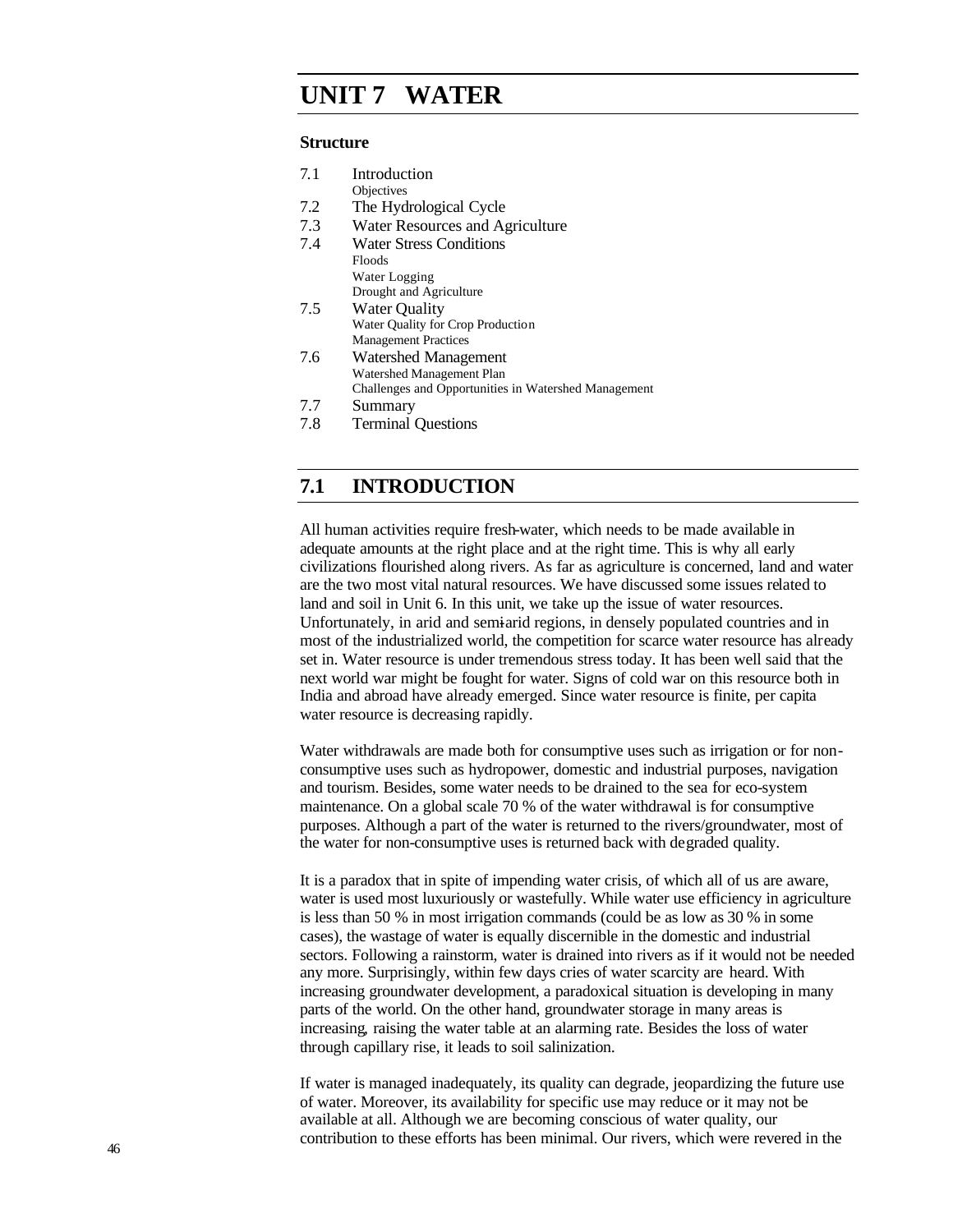# UNIT 7 WATER

**Structure**

7.1 Introduction
  Objectives

7.2 The Hydrological Cycle

7.3 Water Resources and Agriculture

7.4 Water Stress Conditions
  Floods
  Water Logging
  Drought and Agriculture

7.5 Water Quality
  Water Quality for Crop Production
  Management Practices

7.6 Watershed Management
  Watershed Management Plan
  Challenges and Opportunities in Watershed Management

7.7 Summary

7.8 Terminal Questions

## 7.1 INTRODUCTION

All human activities require fresh-water, which needs to be made available in adequate amounts at the right place and at the right time. This is why all early civilizations flourished along rivers. As far as agriculture is concerned, land and water are the two most vital natural resources. We have discussed some issues related to land and soil in Unit 6. In this unit, we take up the issue of water resources. Unfortunately, in arid and semi-arid regions, in densely populated countries and in most of the industrialized world, the competition for scarce water resource has already set in. Water resource is under tremendous stress today. It has been well said that the next world war might be fought for water. Signs of cold war on this resource both in India and abroad have already emerged. Since water resource is finite, per capita water resource is decreasing rapidly.

Water withdrawals are made both for consumptive uses such as irrigation or for non-consumptive uses such as hydropower, domestic and industrial purposes, navigation and tourism. Besides, some water needs to be drained to the sea for eco-system maintenance. On a global scale 70 % of the water withdrawal is for consumptive purposes. Although a part of the water is returned to the rivers/groundwater, most of the water for non-consumptive uses is returned back with degraded quality.

It is a paradox that in spite of impending water crisis, of which all of us are aware, water is used most luxuriously or wastefully. While water use efficiency in agriculture is less than 50 % in most irrigation commands (could be as low as 30 % in some cases), the wastage of water is equally discernible in the domestic and industrial sectors. Following a rainstorm, water is drained into rivers as if it would not be needed any more. Surprisingly, within few days cries of water scarcity are heard. With increasing groundwater development, a paradoxical situation is developing in many parts of the world. On the other hand, groundwater storage in many areas is increasing, raising the water table at an alarming rate. Besides the loss of water through capillary rise, it leads to soil salinization.

If water is managed inadequately, its quality can degrade, jeopardizing the future use of water. Moreover, its availability for specific use may reduce or it may not be available at all. Although we are becoming conscious of water quality, our contribution to these efforts has been minimal. Our rivers, which were revered in the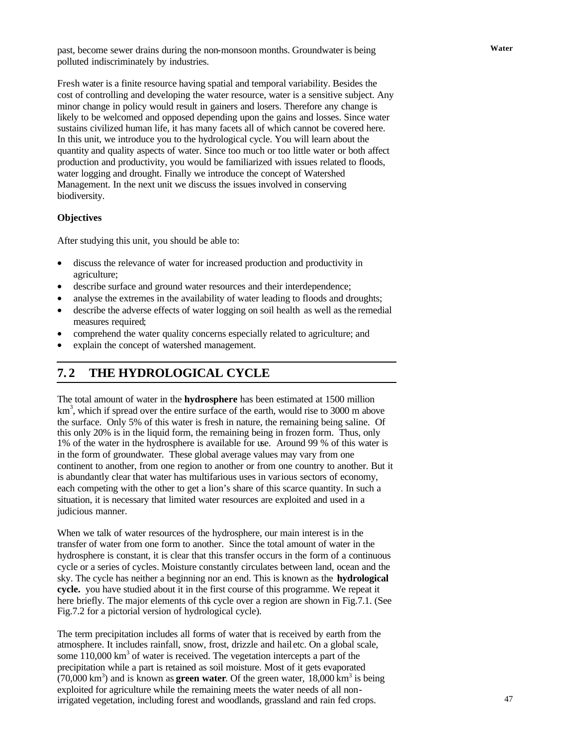past, become sewer drains during the non-monsoon months. Groundwater is being polluted indiscriminately by industries.

Fresh water is a finite resource having spatial and temporal variability. Besides the cost of controlling and developing the water resource, water is a sensitive subject. Any minor change in policy would result in gainers and losers. Therefore any change is likely to be welcomed and opposed depending upon the gains and losses. Since water sustains civilized human life, it has many facets all of which cannot be covered here. In this unit, we introduce you to the hydrological cycle. You will learn about the quantity and quality aspects of water. Since too much or too little water or both affect production and productivity, you would be familiarized with issues related to floods, water logging and drought. Finally we introduce the concept of Watershed Management. In the next unit we discuss the issues involved in conserving biodiversity.

**Objectives**

After studying this unit, you should be able to:

- discuss the relevance of water for increased production and productivity in agriculture;
- describe surface and ground water resources and their interdependence;
- analyse the extremes in the availability of water leading to floods and droughts;
- describe the adverse effects of water logging on soil health as well as the remedial measures required;
- comprehend the water quality concerns especially related to agriculture; and
- explain the concept of watershed management.

## 7.2 THE HYDROLOGICAL CYCLE

The total amount of water in the **hydrosphere** has been estimated at 1500 million km$^3$, which if spread over the entire surface of the earth, would rise to 3000 m above the surface. Only 5% of this water is fresh in nature, the remaining being saline. Of this only 20% is in the liquid form, the remaining being in frozen form. Thus, only 1% of the water in the hydrosphere is available for use. Around 99 % of this water is in the form of groundwater. These global average values may vary from one continent to another, from one region to another or from one country to another. But it is abundantly clear that water has multifarious uses in various sectors of economy, each competing with the other to get a lion's share of this scarce quantity. In such a situation, it is necessary that limited water resources are exploited and used in a judicious manner.

When we talk of water resources of the hydrosphere, our main interest is in the transfer of water from one form to another. Since the total amount of water in the hydrosphere is constant, it is clear that this transfer occurs in the form of a continuous cycle or a series of cycles. Moisture constantly circulates between land, ocean and the sky. The cycle has neither a beginning nor an end. This is known as the **hydrological cycle.** you have studied about it in the first course of this programme. We repeat it here briefly. The major elements of this cycle over a region are shown in Fig.7.1. (See Fig.7.2 for a pictorial version of hydrological cycle).

The term precipitation includes all forms of water that is received by earth from the atmosphere. It includes rainfall, snow, frost, drizzle and hail etc. On a global scale, some 110,000 km$^3$ of water is received. The vegetation intercepts a part of the precipitation while a part is retained as soil moisture. Most of it gets evaporated (70,000 km$^3$) and is known as **green water**. Of the green water, 18,000 km$^3$ is being exploited for agriculture while the remaining meets the water needs of all non-irrigated vegetation, including forest and woodlands, grassland and rain fed crops.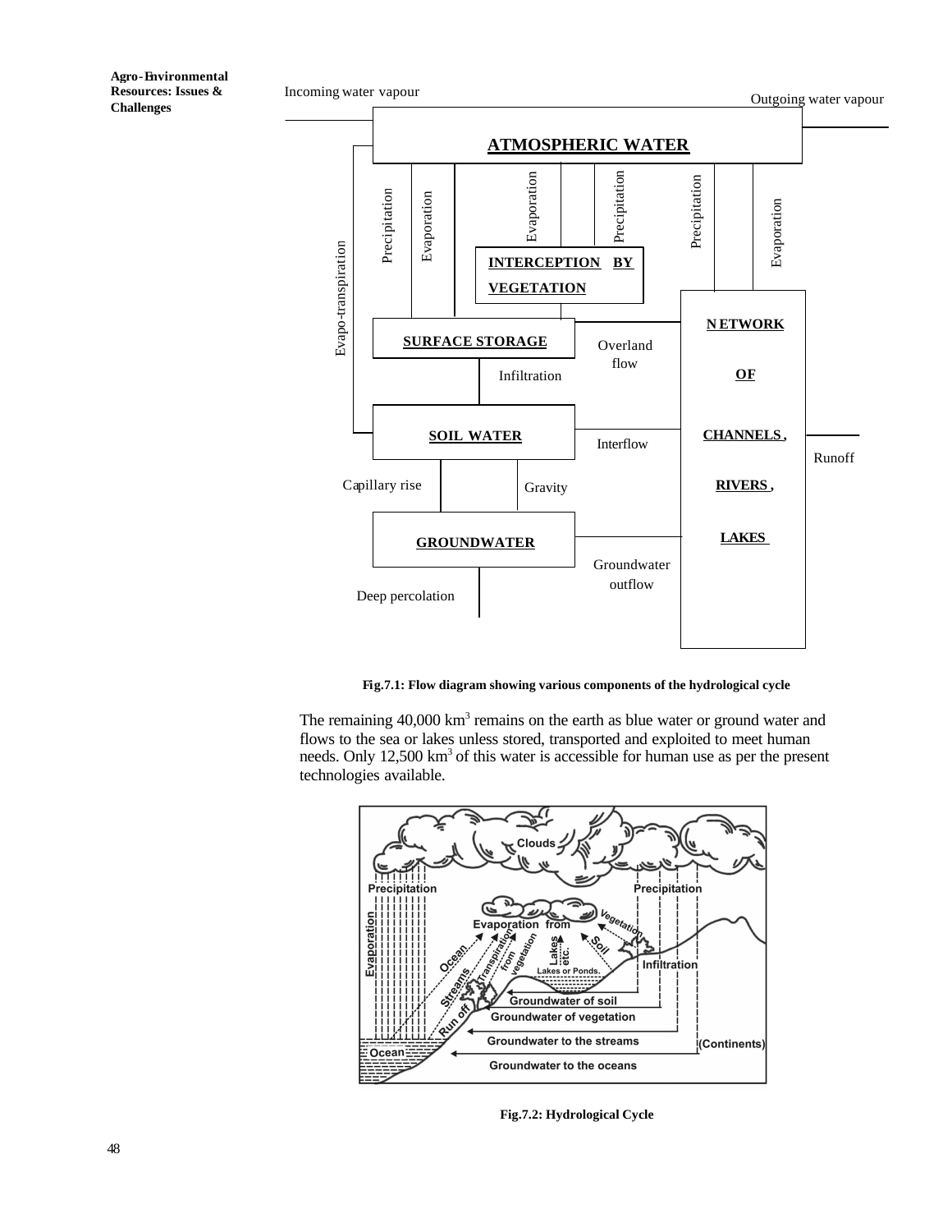Fig.7.1: Flow diagram showing various components of the hydrological cycle

The remaining 40,000 km$^3$ remains on the earth as blue water or ground water and flows to the sea or lakes unless stored, transported and exploited to meet human needs. Only 12,500 km$^3$ of this water is accessible for human use as per the present technologies available.

Fig.7.2: Hydrological Cycle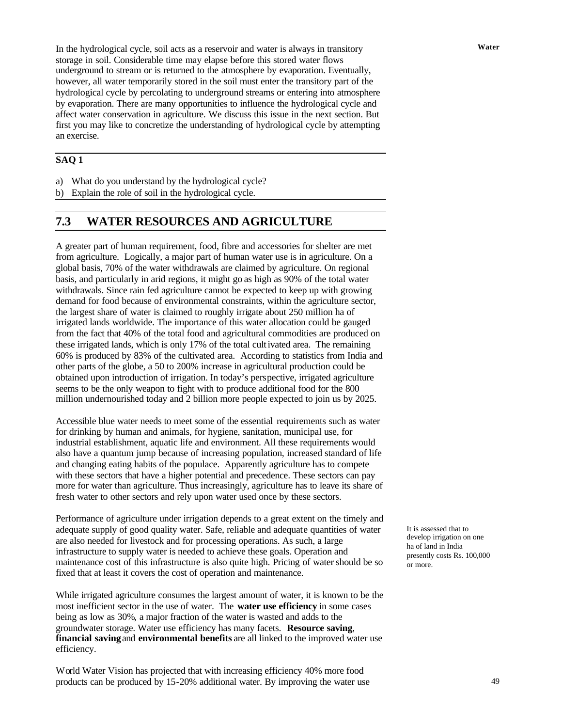In the hydrological cycle, soil acts as a reservoir and water is always in transitory storage in soil. Considerable time may elapse before this stored water flows underground to stream or is returned to the atmosphere by evaporation. Eventually, however, all water temporarily stored in the soil must enter the transitory part of the hydrological cycle by percolating to underground streams or entering into atmosphere by evaporation. There are many opportunities to influence the hydrological cycle and affect water conservation in agriculture. We discuss this issue in the next section. But first you may like to concretize the understanding of hydrological cycle by attempting an exercise.

**SAQ 1**

a) What do you understand by the hydrological cycle?
b) Explain the role of soil in the hydrological cycle.

## 7.3 WATER RESOURCES AND AGRICULTURE

A greater part of human requirement, food, fibre and accessories for shelter are met from agriculture. Logically, a major part of human water use is in agriculture. On a global basis, 70% of the water withdrawals are claimed by agriculture. On regional basis, and particularly in arid regions, it might go as high as 90% of the total water withdrawals. Since rain fed agriculture cannot be expected to keep up with growing demand for food because of environmental constraints, within the agriculture sector, the largest share of water is claimed to roughly irrigate about 250 million ha of irrigated lands worldwide. The importance of this water allocation could be gauged from the fact that 40% of the total food and agricultural commodities are produced on these irrigated lands, which is only 17% of the total cultivated area. The remaining 60% is produced by 83% of the cultivated area. According to statistics from India and other parts of the globe, a 50 to 200% increase in agricultural production could be obtained upon introduction of irrigation. In today's perspective, irrigated agriculture seems to be the only weapon to fight with to produce additional food for the 800 million undernourished today and 2 billion more people expected to join us by 2025.

Accessible blue water needs to meet some of the essential requirements such as water for drinking by human and animals, for hygiene, sanitation, municipal use, for industrial establishment, aquatic life and environment. All these requirements would also have a quantum jump because of increasing population, increased standard of life and changing eating habits of the populace. Apparently agriculture has to compete with these sectors that have a higher potential and precedence. These sectors can pay more for water than agriculture. Thus increasingly, agriculture has to leave its share of fresh water to other sectors and rely upon water used once by these sectors.

Performance of agriculture under irrigation depends to a great extent on the timely and adequate supply of good quality water. Safe, reliable and adequate quantities of water are also needed for livestock and for processing operations. As such, a large infrastructure to supply water is needed to achieve these goals. Operation and maintenance cost of this infrastructure is also quite high. Pricing of water should be so fixed that at least it covers the cost of operation and maintenance.

It is assessed that to develop irrigation on one ha of land in India presently costs Rs. 100,000 or more.

While irrigated agriculture consumes the largest amount of water, it is known to be the most inefficient sector in the use of water. The **water use efficiency** in some cases being as low as 30%, a major fraction of the water is wasted and adds to the groundwater storage. Water use efficiency has many facets. **Resource saving**, **financial saving** and **environmental benefits** are all linked to the improved water use efficiency.

World Water Vision has projected that with increasing efficiency 40% more food products can be produced by 15-20% additional water. By improving the water use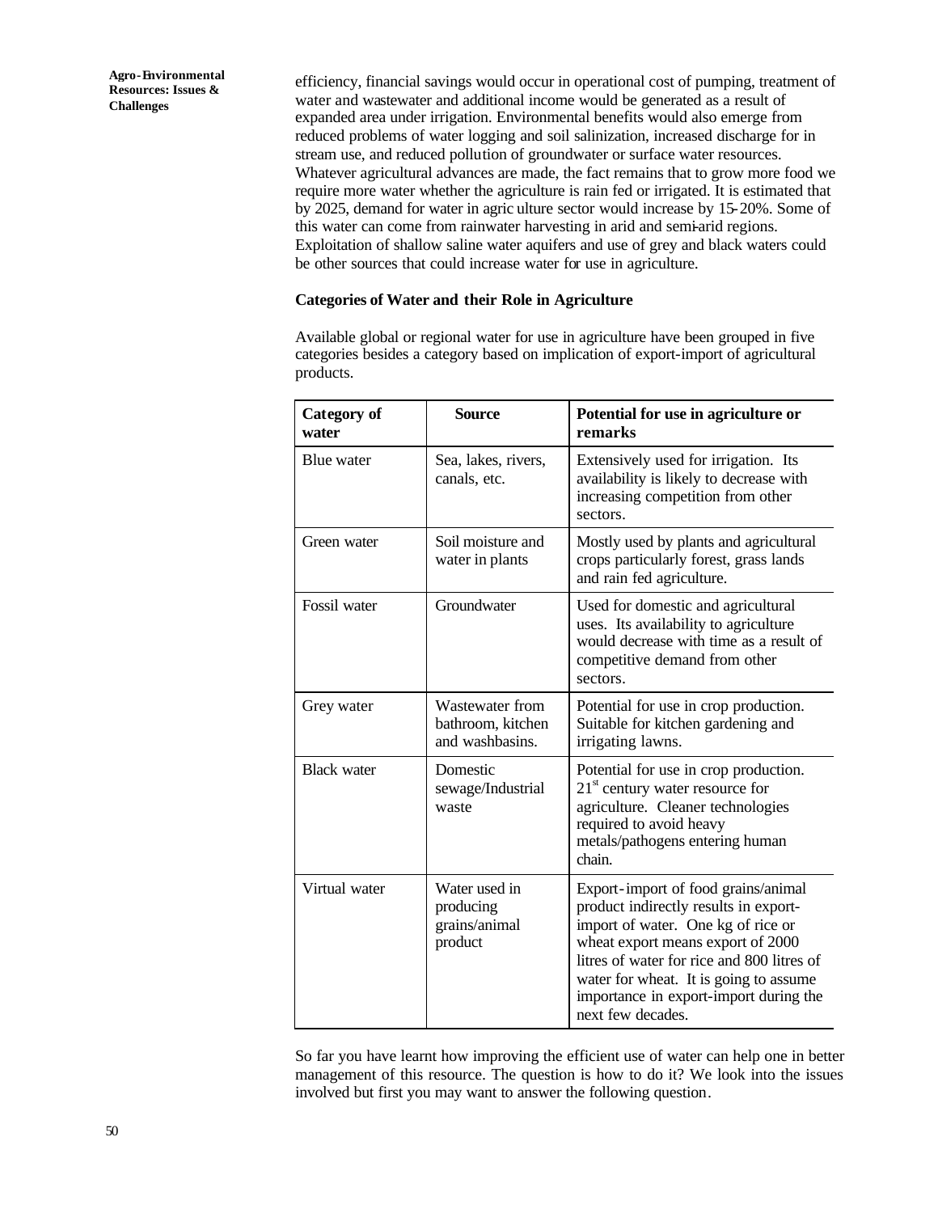efficiency, financial savings would occur in operational cost of pumping, treatment of water and wastewater and additional income would be generated as a result of expanded area under irrigation. Environmental benefits would also emerge from reduced problems of water logging and soil salinization, increased discharge for in stream use, and reduced pollution of groundwater or surface water resources. Whatever agricultural advances are made, the fact remains that to grow more food we require more water whether the agriculture is rain fed or irrigated. It is estimated that by 2025, demand for water in agriculture sector would increase by 15-20%. Some of this water can come from rainwater harvesting in arid and semi-arid regions. Exploitation of shallow saline water aquifers and use of grey and black waters could be other sources that could increase water for use in agriculture.

### Categories of Water and their Role in Agriculture

Available global or regional water for use in agriculture have been grouped in five categories besides a category based on implication of export-import of agricultural products.

| Category of water | Source | Potential for use in agriculture or remarks |
|---|---|---|
| Blue water | Sea, lakes, rivers, canals, etc. | Extensively used for irrigation. Its availability is likely to decrease with increasing competition from other sectors. |
| Green water | Soil moisture and water in plants | Mostly used by plants and agricultural crops particularly forest, grass lands and rain fed agriculture. |
| Fossil water | Groundwater | Used for domestic and agricultural uses. Its availability to agriculture would decrease with time as a result of competitive demand from other sectors. |
| Grey water | Wastewater from bathroom, kitchen and washbasins. | Potential for use in crop production. Suitable for kitchen gardening and irrigating lawns. |
| Black water | Domestic sewage/Industrial waste | Potential for use in crop production. 21st century water resource for agriculture. Cleaner technologies required to avoid heavy metals/pathogens entering human chain. |
| Virtual water | Water used in producing grains/animal product | Export-import of food grains/animal product indirectly results in export-import of water. One kg of rice or wheat export means export of 2000 litres of water for rice and 800 litres of water for wheat. It is going to assume importance in export-import during the next few decades. |

So far you have learnt how improving the efficient use of water can help one in better management of this resource. The question is how to do it? We look into the issues involved but first you may want to answer the following question.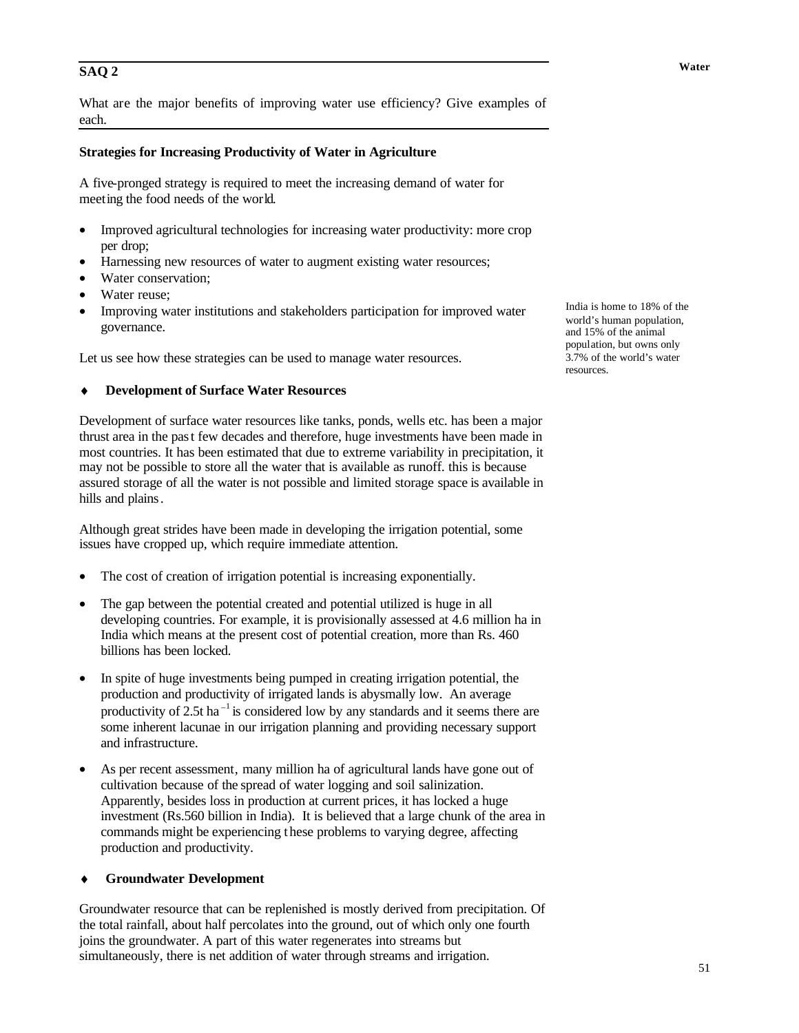## SAQ 2

What are the major benefits of improving water use efficiency? Give examples of each.

### Strategies for Increasing Productivity of Water in Agriculture

A five-pronged strategy is required to meet the increasing demand of water for meeting the food needs of the world.

- Improved agricultural technologies for increasing water productivity: more crop per drop;
- Harnessing new resources of water to augment existing water resources;
- Water conservation;
- Water reuse;
- Improving water institutions and stakeholders participation for improved water governance.

Let us see how these strategies can be used to manage water resources.

India is home to 18% of the world's human population, and 15% of the animal population, but owns only 3.7% of the world's water resources.

- ♦ **Development of Surface Water Resources**

Development of surface water resources like tanks, ponds, wells etc. has been a major thrust area in the past few decades and therefore, huge investments have been made in most countries. It has been estimated that due to extreme variability in precipitation, it may not be possible to store all the water that is available as runoff. this is because assured storage of all the water is not possible and limited storage space is available in hills and plains.

Although great strides have been made in developing the irrigation potential, some issues have cropped up, which require immediate attention.

- The cost of creation of irrigation potential is increasing exponentially.
- The gap between the potential created and potential utilized is huge in all developing countries. For example, it is provisionally assessed at 4.6 million ha in India which means at the present cost of potential creation, more than Rs. 460 billions has been locked.
- In spite of huge investments being pumped in creating irrigation potential, the production and productivity of irrigated lands is abysmally low. An average productivity of 2.5t $ha^{-1}$ is considered low by any standards and it seems there are some inherent lacunae in our irrigation planning and providing necessary support and infrastructure.
- As per recent assessment, many million ha of agricultural lands have gone out of cultivation because of the spread of water logging and soil salinization. Apparently, besides loss in production at current prices, it has locked a huge investment (Rs.560 billion in India). It is believed that a large chunk of the area in commands might be experiencing these problems to varying degree, affecting production and productivity.

- ♦ **Groundwater Development**

Groundwater resource that can be replenished is mostly derived from precipitation. Of the total rainfall, about half percolates into the ground, out of which only one fourth joins the groundwater. A part of this water regenerates into streams but simultaneously, there is net addition of water through streams and irrigation.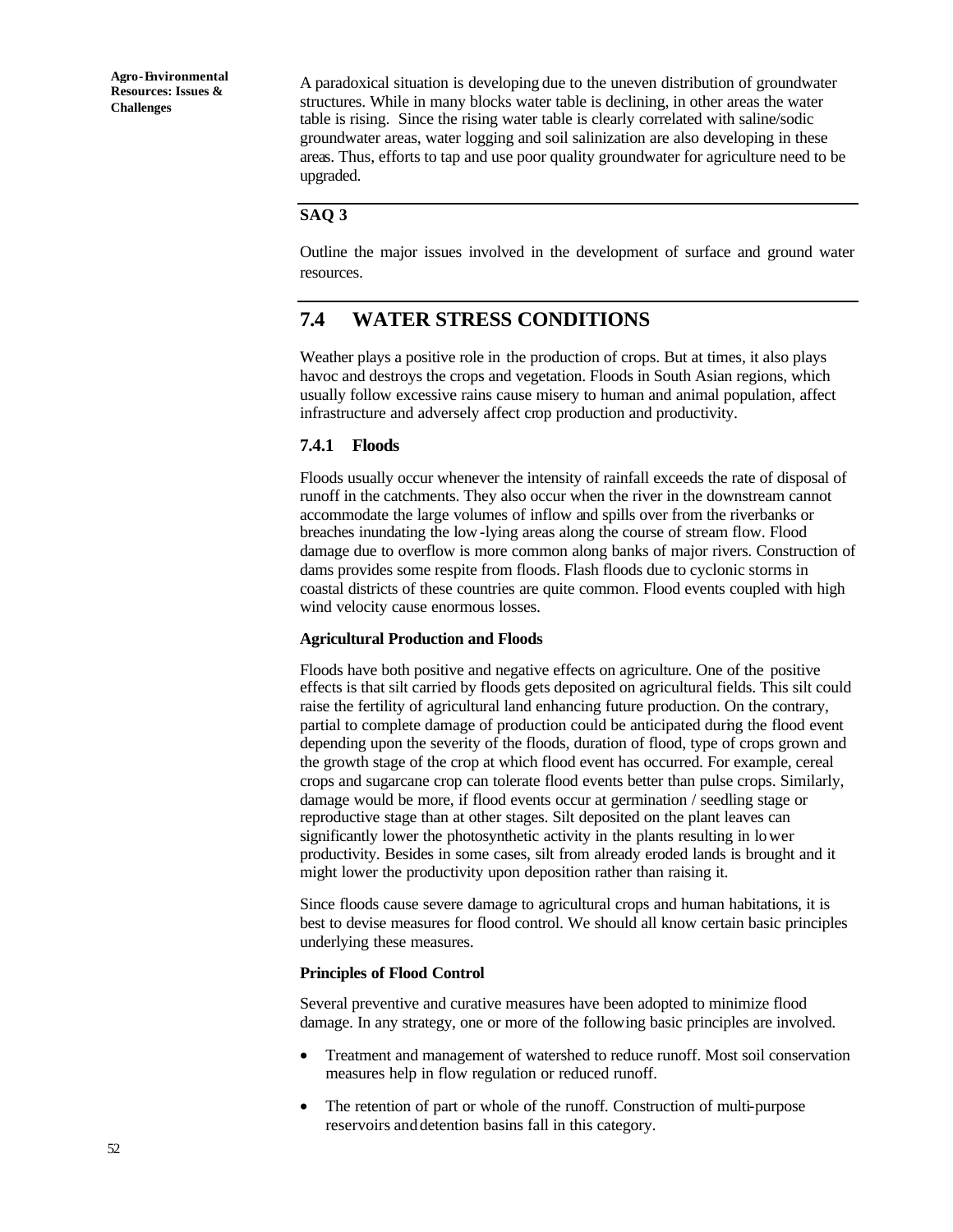A paradoxical situation is developing due to the uneven distribution of groundwater structures. While in many blocks water table is declining, in other areas the water table is rising. Since the rising water table is clearly correlated with saline/sodic groundwater areas, water logging and soil salinization are also developing in these areas. Thus, efforts to tap and use poor quality groundwater for agriculture need to be upgraded.

---

**SAQ 3**

Outline the major issues involved in the development of surface and ground water resources.

---

## 7.4 WATER STRESS CONDITIONS

Weather plays a positive role in the production of crops. But at times, it also plays havoc and destroys the crops and vegetation. Floods in South Asian regions, which usually follow excessive rains cause misery to human and animal population, affect infrastructure and adversely affect crop production and productivity.

### 7.4.1 Floods

Floods usually occur whenever the intensity of rainfall exceeds the rate of disposal of runoff in the catchments. They also occur when the river in the downstream cannot accommodate the large volumes of inflow and spills over from the riverbanks or breaches inundating the low-lying areas along the course of stream flow. Flood damage due to overflow is more common along banks of major rivers. Construction of dams provides some respite from floods. Flash floods due to cyclonic storms in coastal districts of these countries are quite common. Flood events coupled with high wind velocity cause enormous losses.

**Agricultural Production and Floods**

Floods have both positive and negative effects on agriculture. One of the positive effects is that silt carried by floods gets deposited on agricultural fields. This silt could raise the fertility of agricultural land enhancing future production. On the contrary, partial to complete damage of production could be anticipated during the flood event depending upon the severity of the floods, duration of flood, type of crops grown and the growth stage of the crop at which flood event has occurred. For example, cereal crops and sugarcane crop can tolerate flood events better than pulse crops. Similarly, damage would be more, if flood events occur at germination / seedling stage or reproductive stage than at other stages. Silt deposited on the plant leaves can significantly lower the photosynthetic activity in the plants resulting in lower productivity. Besides in some cases, silt from already eroded lands is brought and it might lower the productivity upon deposition rather than raising it.

Since floods cause severe damage to agricultural crops and human habitations, it is best to devise measures for flood control. We should all know certain basic principles underlying these measures.

**Principles of Flood Control**

Several preventive and curative measures have been adopted to minimize flood damage. In any strategy, one or more of the following basic principles are involved.

- Treatment and management of watershed to reduce runoff. Most soil conservation measures help in flow regulation or reduced runoff.
- The retention of part or whole of the runoff. Construction of multi-purpose reservoirs and detention basins fall in this category.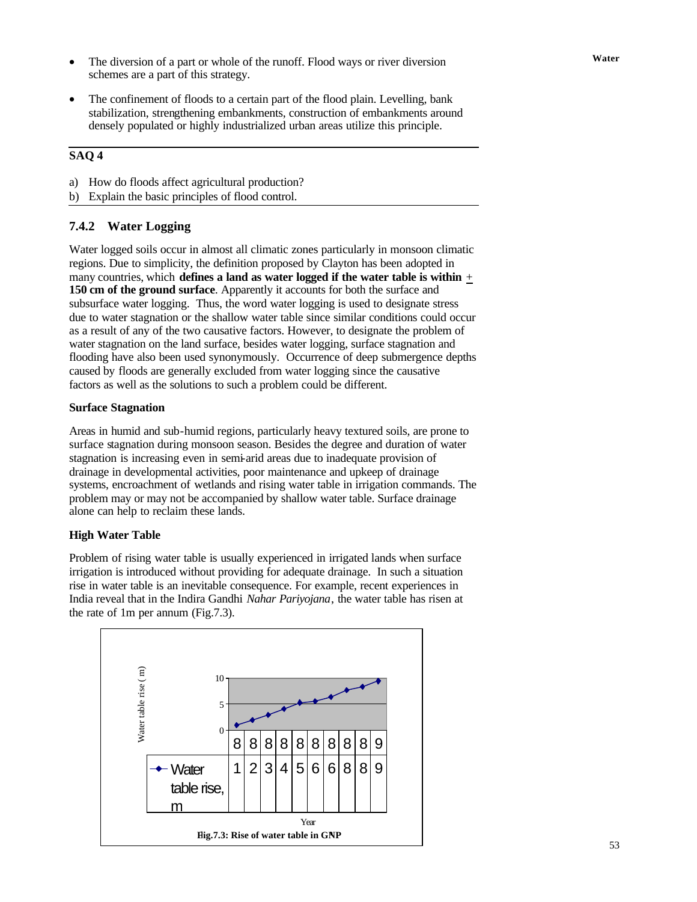- The diversion of a part or whole of the runoff. Flood ways or river diversion schemes are a part of this strategy.

- The confinement of floods to a certain part of the flood plain. Levelling, bank stabilization, strengthening embankments, construction of embankments around densely populated or highly industrialized urban areas utilize this principle.

---

**SAQ 4**

a) How do floods affect agricultural production?

b) Explain the basic principles of flood control.

---

### 7.4.2 Water Logging

Water logged soils occur in almost all climatic zones particularly in monsoon climatic regions. Due to simplicity, the definition proposed by Clayton has been adopted in many countries, which **defines a land as water logged if the water table is within ± 150 cm of the ground surface**. Apparently it accounts for both the surface and subsurface water logging. Thus, the word water logging is used to designate stress due to water stagnation or the shallow water table since similar conditions could occur as a result of any of the two causative factors. However, to designate the problem of water stagnation on the land surface, besides water logging, surface stagnation and flooding have also been used synonymously. Occurrence of deep submergence depths caused by floods are generally excluded from water logging since the causative factors as well as the solutions to such a problem could be different.

**Surface Stagnation**

Areas in humid and sub-humid regions, particularly heavy textured soils, are prone to surface stagnation during monsoon season. Besides the degree and duration of water stagnation is increasing even in semi-arid areas due to inadequate provision of drainage in developmental activities, poor maintenance and upkeep of drainage systems, encroachment of wetlands and rising water table in irrigation commands. The problem may or may not be accompanied by shallow water table. Surface drainage alone can help to reclaim these lands.

**High Water Table**

Problem of rising water table is usually experienced in irrigated lands when surface irrigation is introduced without providing for adequate drainage. In such a situation rise in water table is an inevitable consequence. For example, recent experiences in India reveal that in the Indira Gandhi *Nahar Pariyojana*, the water table has risen at the rate of 1m per annum (Fig.7.3).

| Year | 81 | 82 | 83 | 84 | 85 | 86 | 88 | 88 | 89 | 99 |
|---|---|---|---|---|---|---|---|---|---|---|

Water table rise ( m )

Year

**Fig.7.3: Rise of water table in GNP**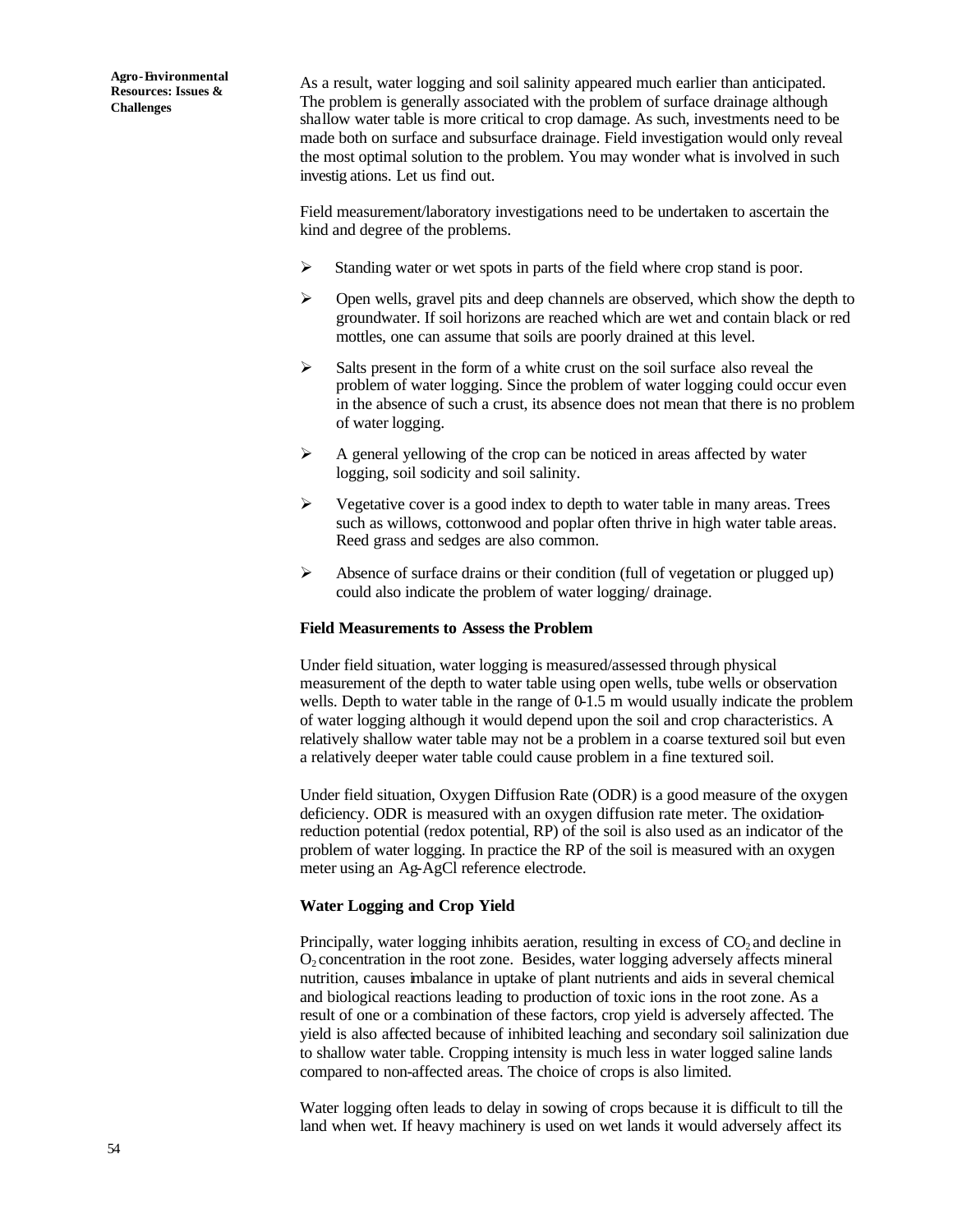As a result, water logging and soil salinity appeared much earlier than anticipated. The problem is generally associated with the problem of surface drainage although shallow water table is more critical to crop damage. As such, investments need to be made both on surface and subsurface drainage. Field investigation would only reveal the most optimal solution to the problem. You may wonder what is involved in such investig ations. Let us find out.

Field measurement/laboratory investigations need to be undertaken to ascertain the kind and degree of the problems.

- Standing water or wet spots in parts of the field where crop stand is poor.
- Open wells, gravel pits and deep channels are observed, which show the depth to groundwater. If soil horizons are reached which are wet and contain black or red mottles, one can assume that soils are poorly drained at this level.
- Salts present in the form of a white crust on the soil surface also reveal the problem of water logging. Since the problem of water logging could occur even in the absence of such a crust, its absence does not mean that there is no problem of water logging.
- A general yellowing of the crop can be noticed in areas affected by water logging, soil sodicity and soil salinity.
- Vegetative cover is a good index to depth to water table in many areas. Trees such as willows, cottonwood and poplar often thrive in high water table areas. Reed grass and sedges are also common.
- Absence of surface drains or their condition (full of vegetation or plugged up) could also indicate the problem of water logging/ drainage.

**Field Measurements to Assess the Problem**

Under field situation, water logging is measured/assessed through physical measurement of the depth to water table using open wells, tube wells or observation wells. Depth to water table in the range of 0-1.5 m would usually indicate the problem of water logging although it would depend upon the soil and crop characteristics. A relatively shallow water table may not be a problem in a coarse textured soil but even a relatively deeper water table could cause problem in a fine textured soil.

Under field situation, Oxygen Diffusion Rate (ODR) is a good measure of the oxygen deficiency. ODR is measured with an oxygen diffusion rate meter. The oxidation-reduction potential (redox potential, RP) of the soil is also used as an indicator of the problem of water logging. In practice the RP of the soil is measured with an oxygen meter using an Ag-AgCl reference electrode.

**Water Logging and Crop Yield**

Principally, water logging inhibits aeration, resulting in excess of $CO_2$ and decline in $O_2$ concentration in the root zone. Besides, water logging adversely affects mineral nutrition, causes imbalance in uptake of plant nutrients and aids in several chemical and biological reactions leading to production of toxic ions in the root zone. As a result of one or a combination of these factors, crop yield is adversely affected. The yield is also affected because of inhibited leaching and secondary soil salinization due to shallow water table. Cropping intensity is much less in water logged saline lands compared to non-affected areas. The choice of crops is also limited.

Water logging often leads to delay in sowing of crops because it is difficult to till the land when wet. If heavy machinery is used on wet lands it would adversely affect its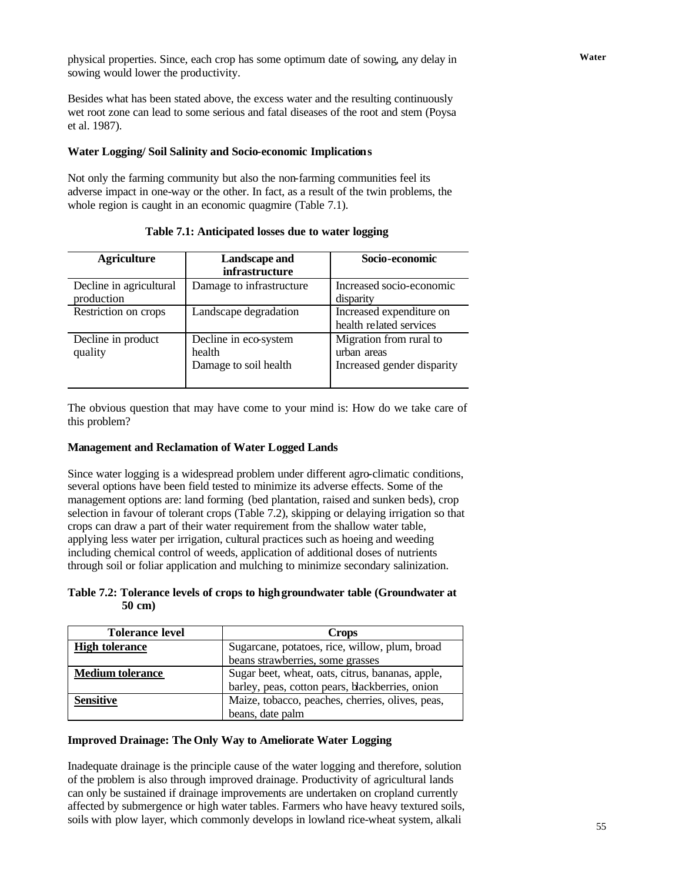physical properties. Since, each crop has some optimum date of sowing, any delay in sowing would lower the productivity.

Besides what has been stated above, the excess water and the resulting continuously wet root zone can lead to some serious and fatal diseases of the root and stem (Poysa et al. 1987).

**Water Logging/ Soil Salinity and Socio-economic Implications**

Not only the farming community but also the non-farming communities feel its adverse impact in one-way or the other. In fact, as a result of the twin problems, the whole region is caught in an economic quagmire (Table 7.1).

**Table 7.1: Anticipated losses due to water logging**

| Agriculture | Landscape and infrastructure | Socio-economic |
|---|---|---|
| Decline in agricultural production | Damage to infrastructure | Increased socio-economic disparity |
| Restriction on crops | Landscape degradation | Increased expenditure on health related services |
| Decline in product quality | Decline in eco-system health<br>Damage to soil health | Migration from rural to urban areas<br>Increased gender disparity |

The obvious question that may have come to your mind is: How do we take care of this problem?

**Management and Reclamation of Water Logged Lands**

Since water logging is a widespread problem under different agro-climatic conditions, several options have been field tested to minimize its adverse effects. Some of the management options are: land forming (bed plantation, raised and sunken beds), crop selection in favour of tolerant crops (Table 7.2), skipping or delaying irrigation so that crops can draw a part of their water requirement from the shallow water table, applying less water per irrigation, cultural practices such as hoeing and weeding including chemical control of weeds, application of additional doses of nutrients through soil or foliar application and mulching to minimize secondary salinization.

**Table 7.2: Tolerance levels of crops to high groundwater table (Groundwater at 50 cm)**

| Tolerance level | Crops |
|---|---|
| **High tolerance** | Sugarcane, potatoes, rice, willow, plum, broad beans strawberries, some grasses |
| **Medium tolerance** | Sugar beet, wheat, oats, citrus, bananas, apple, barley, peas, cotton pears, blackberries, onion |
| **Sensitive** | Maize, tobacco, peaches, cherries, olives, peas, beans, date palm |

**Improved Drainage: The Only Way to Ameliorate Water Logging**

Inadequate drainage is the principle cause of the water logging and therefore, solution of the problem is also through improved drainage. Productivity of agricultural lands can only be sustained if drainage improvements are undertaken on cropland currently affected by submergence or high water tables. Farmers who have heavy textured soils, soils with plow layer, which commonly develops in lowland rice-wheat system, alkali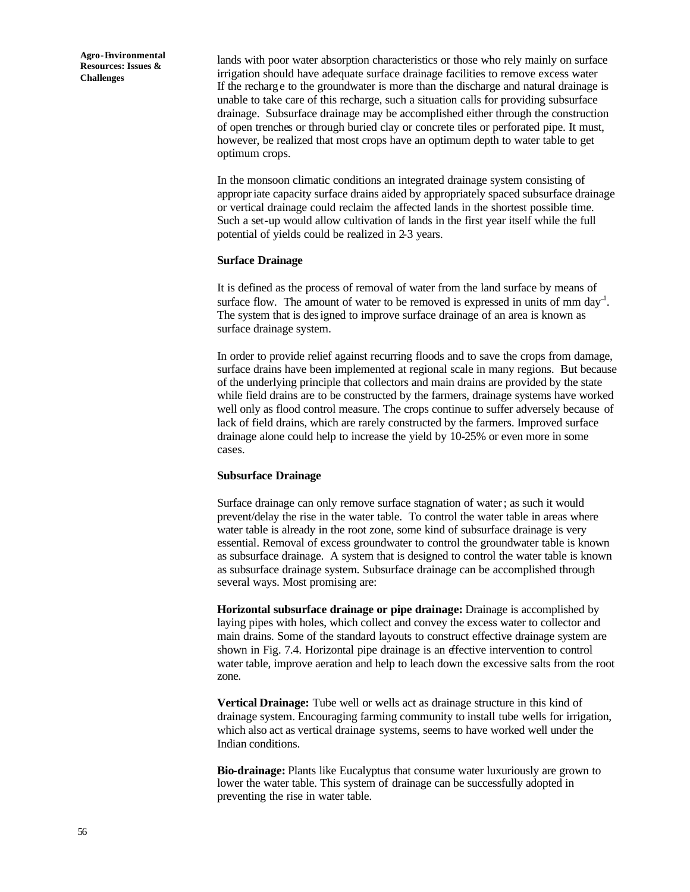lands with poor water absorption characteristics or those who rely mainly on surface irrigation should have adequate surface drainage facilities to remove excess water If the recharge to the groundwater is more than the discharge and natural drainage is unable to take care of this recharge, such a situation calls for providing subsurface drainage. Subsurface drainage may be accomplished either through the construction of open trenches or through buried clay or concrete tiles or perforated pipe. It must, however, be realized that most crops have an optimum depth to water table to get optimum crops.

In the monsoon climatic conditions an integrated drainage system consisting of appropriate capacity surface drains aided by appropriately spaced subsurface drainage or vertical drainage could reclaim the affected lands in the shortest possible time. Such a set-up would allow cultivation of lands in the first year itself while the full potential of yields could be realized in 2-3 years.

### Surface Drainage

It is defined as the process of removal of water from the land surface by means of surface flow. The amount of water to be removed is expressed in units of mm day$^{-1}$. The system that is designed to improve surface drainage of an area is known as surface drainage system.

In order to provide relief against recurring floods and to save the crops from damage, surface drains have been implemented at regional scale in many regions. But because of the underlying principle that collectors and main drains are provided by the state while field drains are to be constructed by the farmers, drainage systems have worked well only as flood control measure. The crops continue to suffer adversely because of lack of field drains, which are rarely constructed by the farmers. Improved surface drainage alone could help to increase the yield by 10-25% or even more in some cases.

### Subsurface Drainage

Surface drainage can only remove surface stagnation of water; as such it would prevent/delay the rise in the water table. To control the water table in areas where water table is already in the root zone, some kind of subsurface drainage is very essential. Removal of excess groundwater to control the groundwater table is known as subsurface drainage. A system that is designed to control the water table is known as subsurface drainage system. Subsurface drainage can be accomplished through several ways. Most promising are:

**Horizontal subsurface drainage or pipe drainage:** Drainage is accomplished by laying pipes with holes, which collect and convey the excess water to collector and main drains. Some of the standard layouts to construct effective drainage system are shown in Fig. 7.4. Horizontal pipe drainage is an effective intervention to control water table, improve aeration and help to leach down the excessive salts from the root zone.

**Vertical Drainage:** Tube well or wells act as drainage structure in this kind of drainage system. Encouraging farming community to install tube wells for irrigation, which also act as vertical drainage systems, seems to have worked well under the Indian conditions.

**Bio-drainage:** Plants like Eucalyptus that consume water luxuriously are grown to lower the water table. This system of drainage can be successfully adopted in preventing the rise in water table.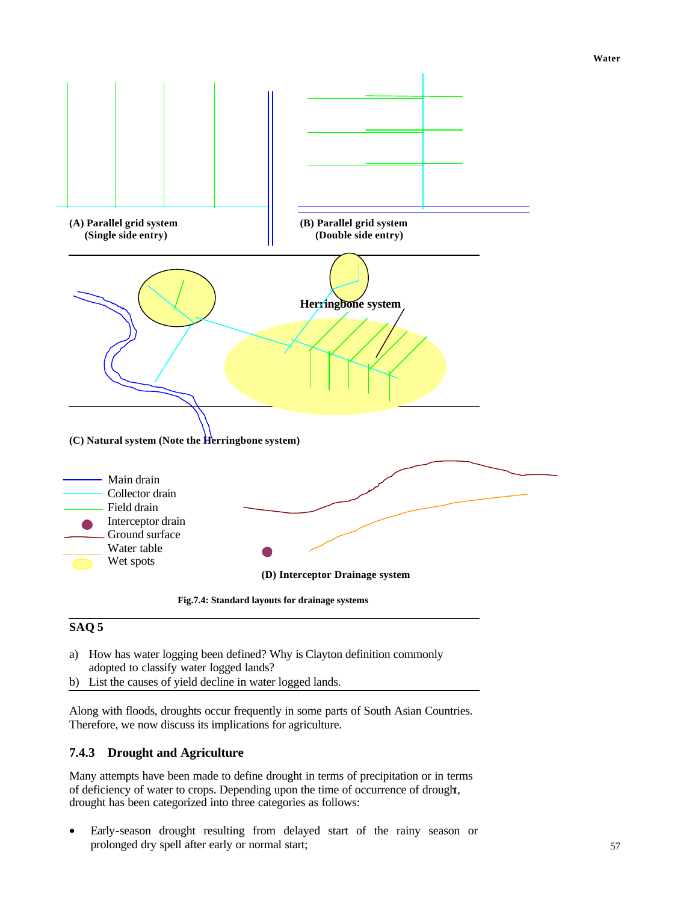(A) Parallel grid system (Single side entry)

(B) Parallel grid system (Double side entry)

Herringbone system

(C) Natural system (Note the Herringbone system)

Main drain
Collector drain
Field drain
Interceptor drain
Ground surface
Water table
Wet spots

(D) Interceptor Drainage system

**Fig.7.4: Standard layouts for drainage systems**

---

**SAQ 5**

a) How has water logging been defined? Why is Clayton definition commonly adopted to classify water logged lands?

b) List the causes of yield decline in water logged lands.

---

Along with floods, droughts occur frequently in some parts of South Asian Countries. Therefore, we now discuss its implications for agriculture.

### 7.4.3 Drought and Agriculture

Many attempts have been made to define drought in terms of precipitation or in terms of deficiency of water to crops. Depending upon the time of occurrence of drought, drought has been categorized into three categories as follows:

- Early-season drought resulting from delayed start of the rainy season or prolonged dry spell after early or normal start;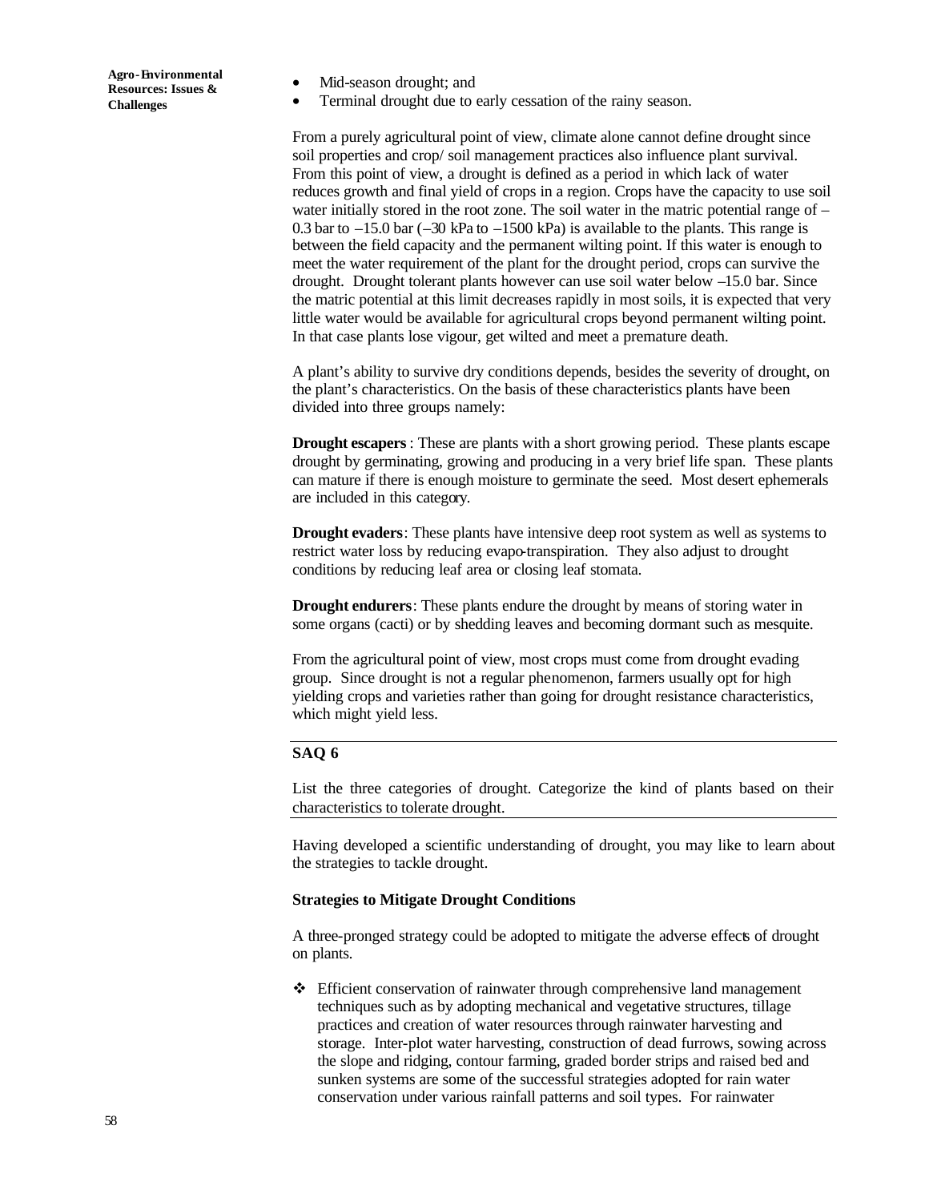- Mid-season drought; and
- Terminal drought due to early cessation of the rainy season.

From a purely agricultural point of view, climate alone cannot define drought since soil properties and crop/ soil management practices also influence plant survival. From this point of view, a drought is defined as a period in which lack of water reduces growth and final yield of crops in a region. Crops have the capacity to use soil water initially stored in the root zone. The soil water in the matric potential range of –0.3 bar to –15.0 bar (–30 kPa to –1500 kPa) is available to the plants. This range is between the field capacity and the permanent wilting point. If this water is enough to meet the water requirement of the plant for the drought period, crops can survive the drought. Drought tolerant plants however can use soil water below –15.0 bar. Since the matric potential at this limit decreases rapidly in most soils, it is expected that very little water would be available for agricultural crops beyond permanent wilting point. In that case plants lose vigour, get wilted and meet a premature death.

A plant's ability to survive dry conditions depends, besides the severity of drought, on the plant's characteristics. On the basis of these characteristics plants have been divided into three groups namely:

**Drought escapers**: These are plants with a short growing period. These plants escape drought by germinating, growing and producing in a very brief life span. These plants can mature if there is enough moisture to germinate the seed. Most desert ephemerals are included in this category.

**Drought evaders**: These plants have intensive deep root system as well as systems to restrict water loss by reducing evapo-transpiration. They also adjust to drought conditions by reducing leaf area or closing leaf stomata.

**Drought endurers**: These plants endure the drought by means of storing water in some organs (cacti) or by shedding leaves and becoming dormant such as mesquite.

From the agricultural point of view, most crops must come from drought evading group. Since drought is not a regular phenomenon, farmers usually opt for high yielding crops and varieties rather than going for drought resistance characteristics, which might yield less.

**SAQ 6**

List the three categories of drought. Categorize the kind of plants based on their characteristics to tolerate drought.

Having developed a scientific understanding of drought, you may like to learn about the strategies to tackle drought.

**Strategies to Mitigate Drought Conditions**

A three-pronged strategy could be adopted to mitigate the adverse effects of drought on plants.

- Efficient conservation of rainwater through comprehensive land management techniques such as by adopting mechanical and vegetative structures, tillage practices and creation of water resources through rainwater harvesting and storage. Inter-plot water harvesting, construction of dead furrows, sowing across the slope and ridging, contour farming, graded border strips and raised bed and sunken systems are some of the successful strategies adopted for rain water conservation under various rainfall patterns and soil types. For rainwater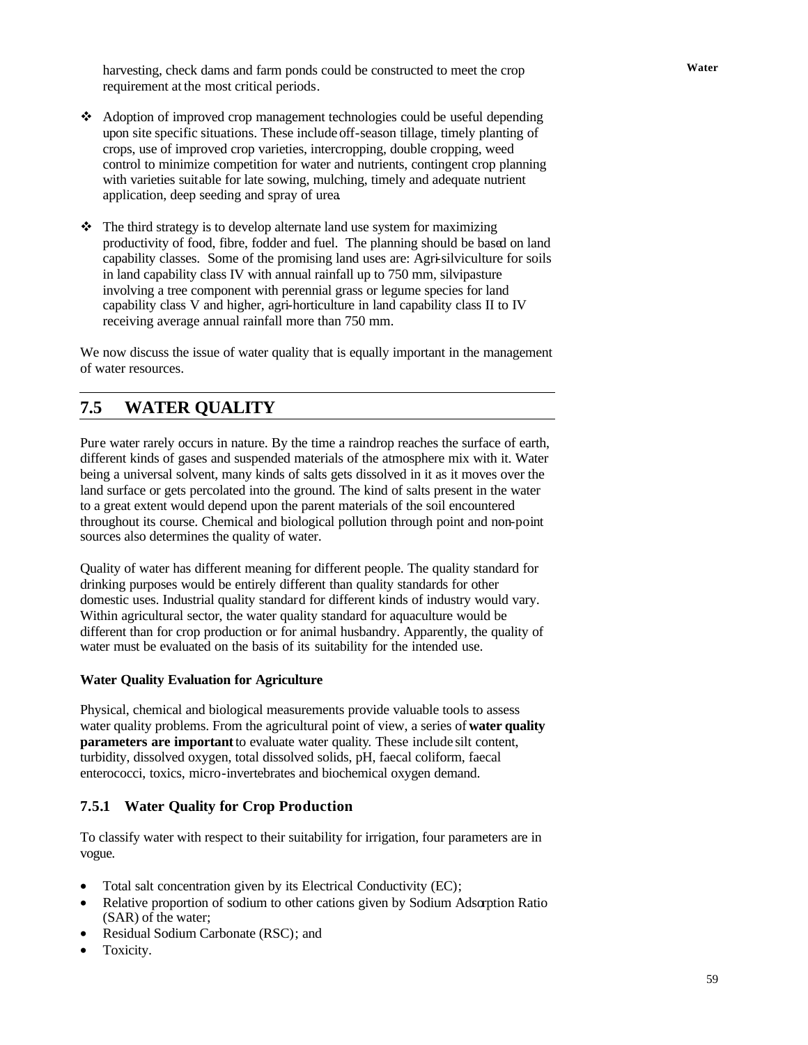harvesting, check dams and farm ponds could be constructed to meet the crop requirement at the most critical periods.

- ❖ Adoption of improved crop management technologies could be useful depending upon site specific situations. These include off-season tillage, timely planting of crops, use of improved crop varieties, intercropping, double cropping, weed control to minimize competition for water and nutrients, contingent crop planning with varieties suitable for late sowing, mulching, timely and adequate nutrient application, deep seeding and spray of urea.

- ❖ The third strategy is to develop alternate land use system for maximizing productivity of food, fibre, fodder and fuel. The planning should be based on land capability classes. Some of the promising land uses are: Agri-silviculture for soils in land capability class IV with annual rainfall up to 750 mm, silvipasture involving a tree component with perennial grass or legume species for land capability class V and higher, agri-horticulture in land capability class II to IV receiving average annual rainfall more than 750 mm.

We now discuss the issue of water quality that is equally important in the management of water resources.

## 7.5 WATER QUALITY

Pure water rarely occurs in nature. By the time a raindrop reaches the surface of earth, different kinds of gases and suspended materials of the atmosphere mix with it. Water being a universal solvent, many kinds of salts gets dissolved in it as it moves over the land surface or gets percolated into the ground. The kind of salts present in the water to a great extent would depend upon the parent materials of the soil encountered throughout its course. Chemical and biological pollution through point and non-point sources also determines the quality of water.

Quality of water has different meaning for different people. The quality standard for drinking purposes would be entirely different than quality standards for other domestic uses. Industrial quality standard for different kinds of industry would vary. Within agricultural sector, the water quality standard for aquaculture would be different than for crop production or for animal husbandry. Apparently, the quality of water must be evaluated on the basis of its suitability for the intended use.

**Water Quality Evaluation for Agriculture**

Physical, chemical and biological measurements provide valuable tools to assess water quality problems. From the agricultural point of view, a series of **water quality parameters are important** to evaluate water quality. These include silt content, turbidity, dissolved oxygen, total dissolved solids, pH, faecal coliform, faecal enterococci, toxics, micro-invertebrates and biochemical oxygen demand.

### 7.5.1 Water Quality for Crop Production

To classify water with respect to their suitability for irrigation, four parameters are in vogue.

- Total salt concentration given by its Electrical Conductivity (EC);
- Relative proportion of sodium to other cations given by Sodium Adsorption Ratio (SAR) of the water;
- Residual Sodium Carbonate (RSC); and
- Toxicity.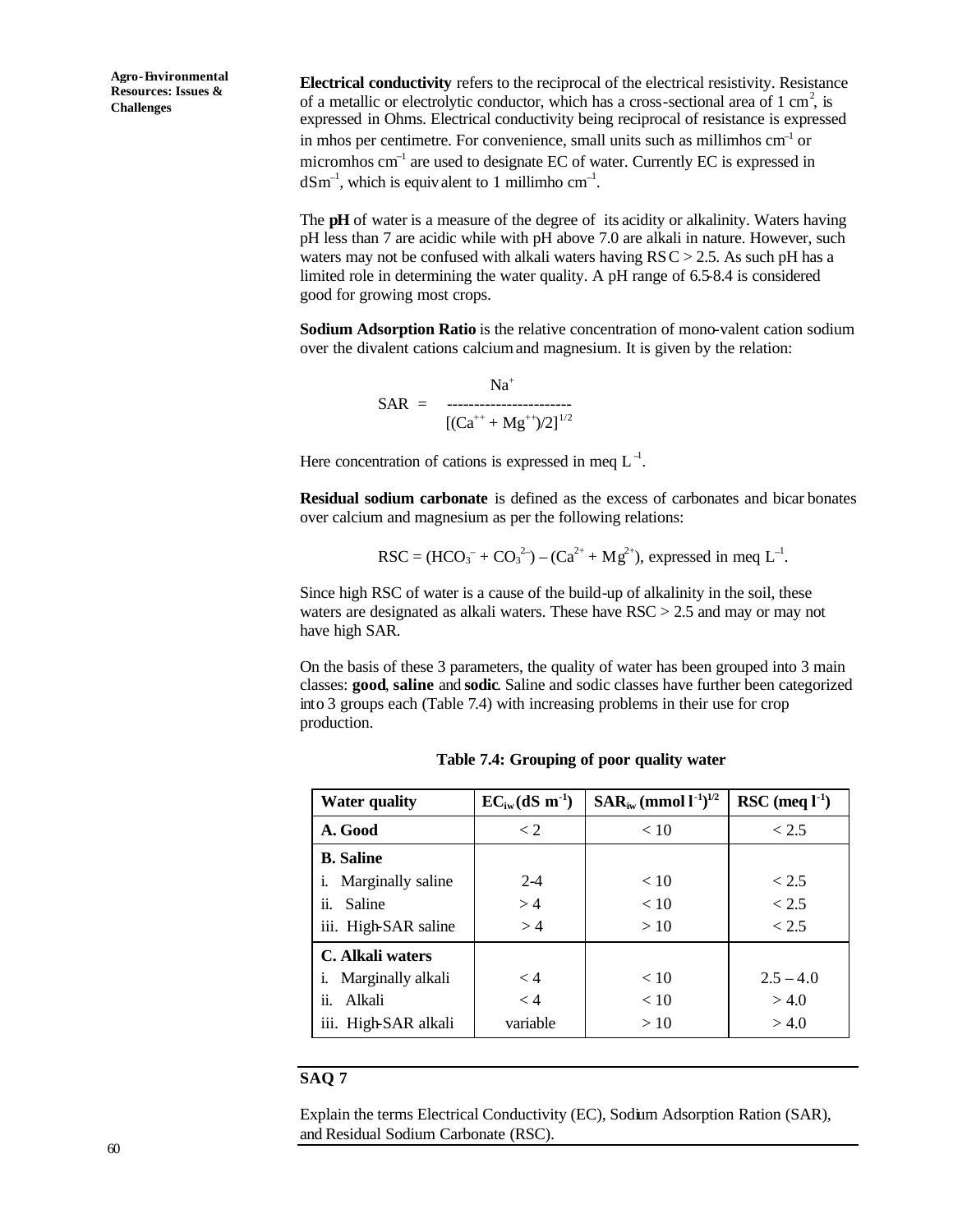**Electrical conductivity** refers to the reciprocal of the electrical resistivity. Resistance of a metallic or electrolytic conductor, which has a cross-sectional area of 1 $cm^2$, is expressed in Ohms. Electrical conductivity being reciprocal of resistance is expressed in mhos per centimetre. For convenience, small units such as millimhos $cm^{-1}$ or micromhos $cm^{-1}$ are used to designate EC of water. Currently EC is expressed in $dSm^{-1}$, which is equivalent to 1 millimho $cm^{-1}$.

The **pH** of water is a measure of the degree of its acidity or alkalinity. Waters having pH less than 7 are acidic while with pH above 7.0 are alkali in nature. However, such waters may not be confused with alkali waters having RSC > 2.5. As such pH has a limited role in determining the water quality. A pH range of 6.5-8.4 is considered good for growing most crops.

**Sodium Adsorption Ratio** is the relative concentration of mono-valent cation sodium over the divalent cations calcium and magnesium. It is given by the relation:

$$SAR = \frac{Na^+}{[(Ca^{++} + Mg^{++})/2]^{1/2}}$$

Here concentration of cations is expressed in meq $L^{-1}$.

**Residual sodium carbonate** is defined as the excess of carbonates and bicarbonates over calcium and magnesium as per the following relations:

$$RSC = (HCO_3^- + CO_3^{2-}) - (Ca^{2+} + Mg^{2+}), \text{ expressed in meq } L^{-1}.$$

Since high RSC of water is a cause of the build-up of alkalinity in the soil, these waters are designated as alkali waters. These have RSC > 2.5 and may or may not have high SAR.

On the basis of these 3 parameters, the quality of water has been grouped into 3 main classes: **good**, **saline** and **sodic**. Saline and sodic classes have further been categorized into 3 groups each (Table 7.4) with increasing problems in their use for crop production.

**Table 7.4: Grouping of poor quality water**

| Water quality | $EC_{iw}$ (dS $m^{-1}$) | $SAR_{iw}$ (mmol $l^{-1}$)$^{1/2}$ | RSC (meq $l^{-1}$) |
|---|---|---|---|
| **A. Good** | < 2 | < 10 | < 2.5 |
| **B. Saline** | | | |
| i. Marginally saline | 2-4 | < 10 | < 2.5 |
| ii. Saline | > 4 | < 10 | < 2.5 |
| iii. High-SAR saline | > 4 | > 10 | < 2.5 |
| **C. Alkali waters** | | | |
| i. Marginally alkali | < 4 | < 10 | 2.5 – 4.0 |
| ii. Alkali | < 4 | < 10 | > 4.0 |
| iii. High-SAR alkali | variable | > 10 | > 4.0 |

### SAQ 7

Explain the terms Electrical Conductivity (EC), Sodium Adsorption Ration (SAR), and Residual Sodium Carbonate (RSC).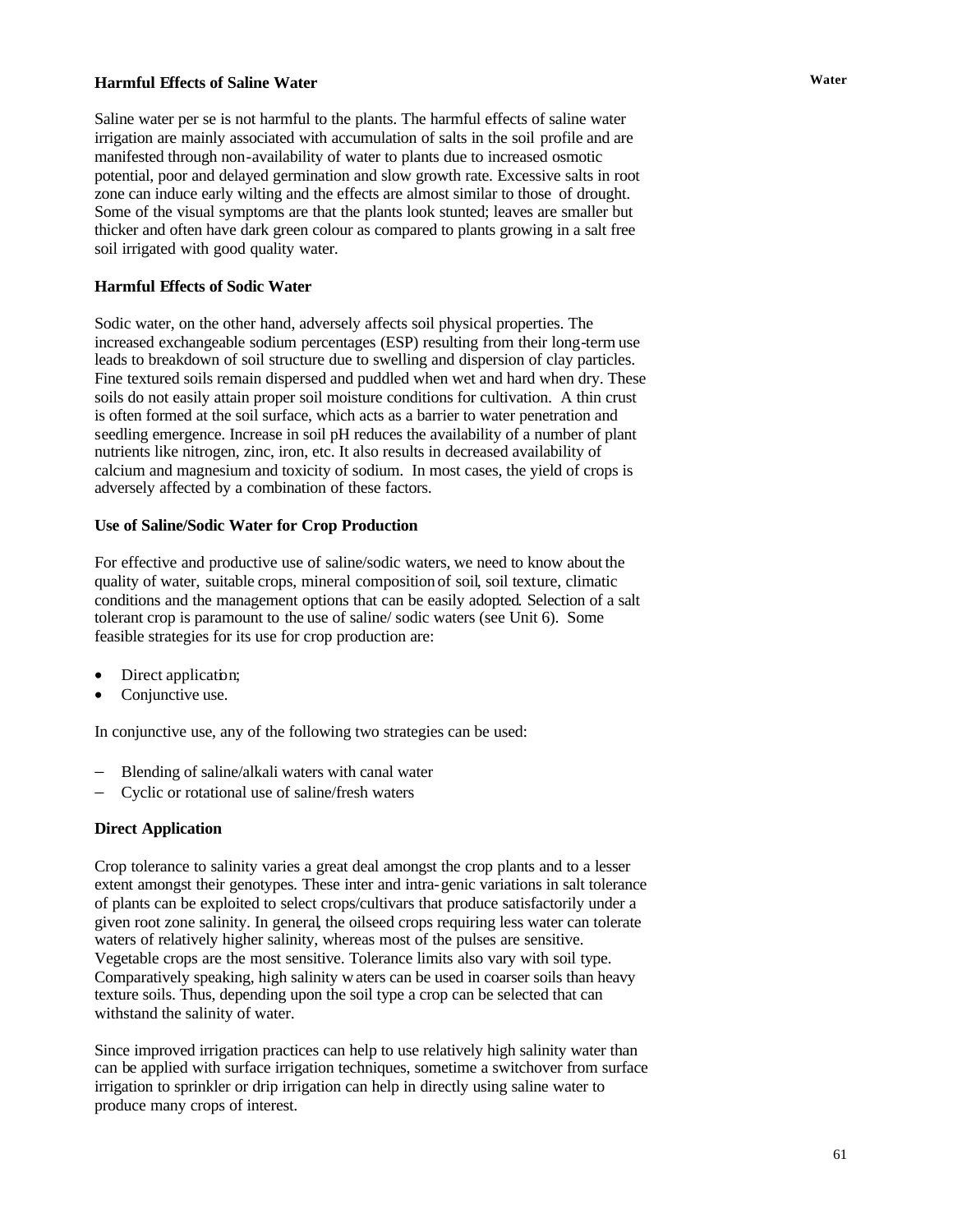### Harmful Effects of Saline Water

Saline water per se is not harmful to the plants. The harmful effects of saline water irrigation are mainly associated with accumulation of salts in the soil profile and are manifested through non-availability of water to plants due to increased osmotic potential, poor and delayed germination and slow growth rate. Excessive salts in root zone can induce early wilting and the effects are almost similar to those of drought. Some of the visual symptoms are that the plants look stunted; leaves are smaller but thicker and often have dark green colour as compared to plants growing in a salt free soil irrigated with good quality water.

### Harmful Effects of Sodic Water

Sodic water, on the other hand, adversely affects soil physical properties. The increased exchangeable sodium percentages (ESP) resulting from their long-term use leads to breakdown of soil structure due to swelling and dispersion of clay particles. Fine textured soils remain dispersed and puddled when wet and hard when dry. These soils do not easily attain proper soil moisture conditions for cultivation. A thin crust is often formed at the soil surface, which acts as a barrier to water penetration and seedling emergence. Increase in soil pH reduces the availability of a number of plant nutrients like nitrogen, zinc, iron, etc. It also results in decreased availability of calcium and magnesium and toxicity of sodium. In most cases, the yield of crops is adversely affected by a combination of these factors.

### Use of Saline/Sodic Water for Crop Production

For effective and productive use of saline/sodic waters, we need to know about the quality of water, suitable crops, mineral composition of soil, soil texture, climatic conditions and the management options that can be easily adopted. Selection of a salt tolerant crop is paramount to the use of saline/ sodic waters (see Unit 6). Some feasible strategies for its use for crop production are:

- Direct application;
- Conjunctive use.

In conjunctive use, any of the following two strategies can be used:

- Blending of saline/alkali waters with canal water
- Cyclic or rotational use of saline/fresh waters

### Direct Application

Crop tolerance to salinity varies a great deal amongst the crop plants and to a lesser extent amongst their genotypes. These inter and intra-genic variations in salt tolerance of plants can be exploited to select crops/cultivars that produce satisfactorily under a given root zone salinity. In general, the oilseed crops requiring less water can tolerate waters of relatively higher salinity, whereas most of the pulses are sensitive. Vegetable crops are the most sensitive. Tolerance limits also vary with soil type. Comparatively speaking, high salinity waters can be used in coarser soils than heavy texture soils. Thus, depending upon the soil type a crop can be selected that can withstand the salinity of water.

Since improved irrigation practices can help to use relatively high salinity water than can be applied with surface irrigation techniques, sometime a switchover from surface irrigation to sprinkler or drip irrigation can help in directly using saline water to produce many crops of interest.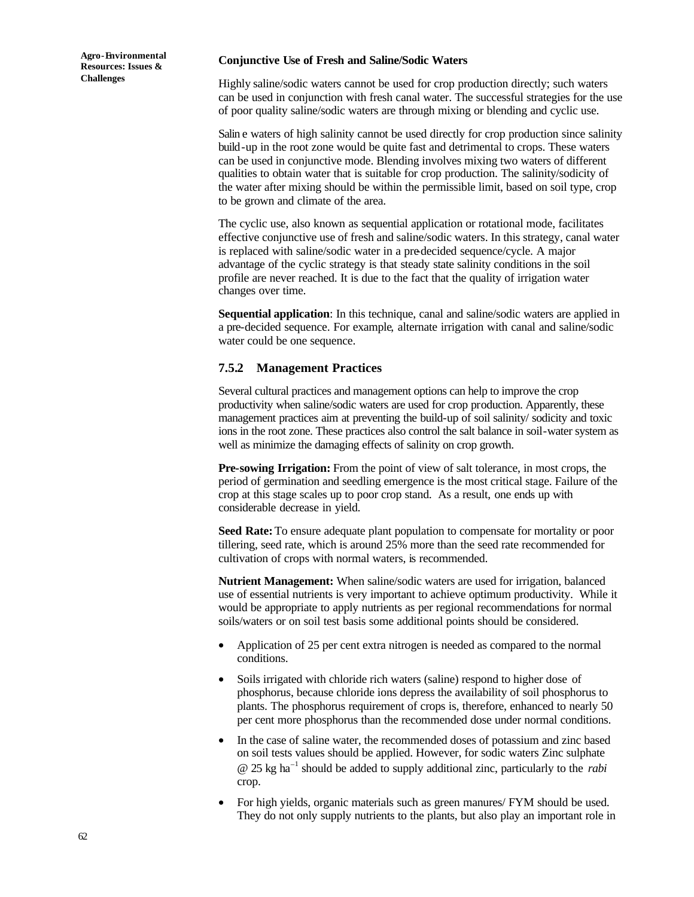**Conjunctive Use of Fresh and Saline/Sodic Waters**

Highly saline/sodic waters cannot be used for crop production directly; such waters can be used in conjunction with fresh canal water. The successful strategies for the use of poor quality saline/sodic waters are through mixing or blending and cyclic use.

Salin e waters of high salinity cannot be used directly for crop production since salinity build-up in the root zone would be quite fast and detrimental to crops. These waters can be used in conjunctive mode. Blending involves mixing two waters of different qualities to obtain water that is suitable for crop production. The salinity/sodicity of the water after mixing should be within the permissible limit, based on soil type, crop to be grown and climate of the area.

The cyclic use, also known as sequential application or rotational mode, facilitates effective conjunctive use of fresh and saline/sodic waters. In this strategy, canal water is replaced with saline/sodic water in a pre-decided sequence/cycle. A major advantage of the cyclic strategy is that steady state salinity conditions in the soil profile are never reached. It is due to the fact that the quality of irrigation water changes over time.

**Sequential application**: In this technique, canal and saline/sodic waters are applied in a pre-decided sequence. For example, alternate irrigation with canal and saline/sodic water could be one sequence.

### 7.5.2 Management Practices

Several cultural practices and management options can help to improve the crop productivity when saline/sodic waters are used for crop production. Apparently, these management practices aim at preventing the build-up of soil salinity/ sodicity and toxic ions in the root zone. These practices also control the salt balance in soil-water system as well as minimize the damaging effects of salinity on crop growth.

**Pre-sowing Irrigation:** From the point of view of salt tolerance, in most crops, the period of germination and seedling emergence is the most critical stage. Failure of the crop at this stage scales up to poor crop stand. As a result, one ends up with considerable decrease in yield.

**Seed Rate:** To ensure adequate plant population to compensate for mortality or poor tillering, seed rate, which is around 25% more than the seed rate recommended for cultivation of crops with normal waters, is recommended.

**Nutrient Management:** When saline/sodic waters are used for irrigation, balanced use of essential nutrients is very important to achieve optimum productivity. While it would be appropriate to apply nutrients as per regional recommendations for normal soils/waters or on soil test basis some additional points should be considered.

- Application of 25 per cent extra nitrogen is needed as compared to the normal conditions.
- Soils irrigated with chloride rich waters (saline) respond to higher dose of phosphorus, because chloride ions depress the availability of soil phosphorus to plants. The phosphorus requirement of crops is, therefore, enhanced to nearly 50 per cent more phosphorus than the recommended dose under normal conditions.
- In the case of saline water, the recommended doses of potassium and zinc based on soil tests values should be applied. However, for sodic waters Zinc sulphate @ 25 kg $ha^{-1}$ should be added to supply additional zinc, particularly to the *rabi* crop.
- For high yields, organic materials such as green manures/ FYM should be used. They do not only supply nutrients to the plants, but also play an important role in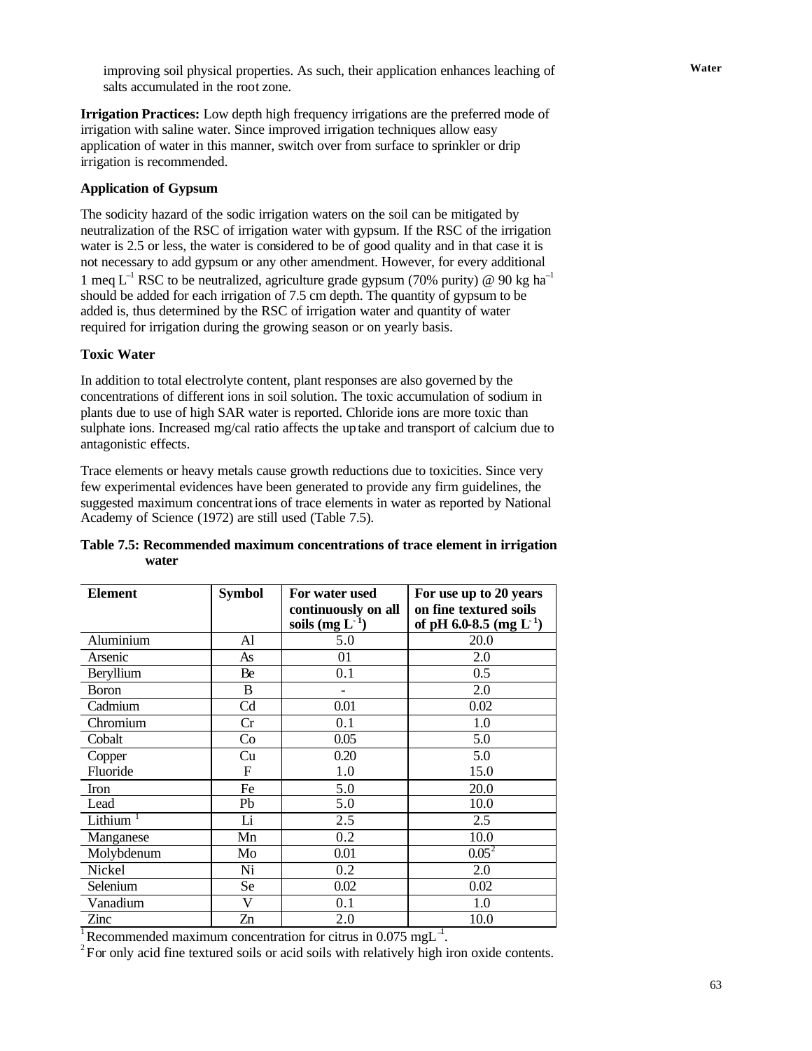improving soil physical properties. As such, their application enhances leaching of salts accumulated in the root zone.

**Irrigation Practices:** Low depth high frequency irrigations are the preferred mode of irrigation with saline water. Since improved irrigation techniques allow easy application of water in this manner, switch over from surface to sprinkler or drip irrigation is recommended.

### Application of Gypsum

The sodicity hazard of the sodic irrigation waters on the soil can be mitigated by neutralization of the RSC of irrigation water with gypsum. If the RSC of the irrigation water is 2.5 or less, the water is considered to be of good quality and in that case it is not necessary to add gypsum or any other amendment. However, for every additional 1 meq $L^{-1}$ RSC to be neutralized, agriculture grade gypsum (70% purity) @ 90 kg $ha^{-1}$ should be added for each irrigation of 7.5 cm depth. The quantity of gypsum to be added is, thus determined by the RSC of irrigation water and quantity of water required for irrigation during the growing season or on yearly basis.

### Toxic Water

In addition to total electrolyte content, plant responses are also governed by the concentrations of different ions in soil solution. The toxic accumulation of sodium in plants due to use of high SAR water is reported. Chloride ions are more toxic than sulphate ions. Increased mg/cal ratio affects the uptake and transport of calcium due to antagonistic effects.

Trace elements or heavy metals cause growth reductions due to toxicities. Since very few experimental evidences have been generated to provide any firm guidelines, the suggested maximum concentrations of trace elements in water as reported by National Academy of Science (1972) are still used (Table 7.5).

**Table 7.5: Recommended maximum concentrations of trace element in irrigation water**

| Element | Symbol | For water used continuously on all soils (mg $L^{-1}$) | For use up to 20 years on fine textured soils of pH 6.0-8.5 (mg $L^{-1}$) |
|---|---|---|---|
| Aluminium | Al | 5.0 | 20.0 |
| Arsenic | As | 01 | 2.0 |
| Beryllium | Be | 0.1 | 0.5 |
| Boron | B | - | 2.0 |
| Cadmium | Cd | 0.01 | 0.02 |
| Chromium | Cr | 0.1 | 1.0 |
| Cobalt | Co | 0.05 | 5.0 |
| Copper | Cu | 0.20 | 5.0 |
| Fluoride | F | 1.0 | 15.0 |
| Iron | Fe | 5.0 | 20.0 |
| Lead | Pb | 5.0 | 10.0 |
| Lithium [1] | Li | 2.5 | 2.5 |
| Manganese | Mn | 0.2 | 10.0 |
| Molybdenum | Mo | 0.01 | 0.05 [2] |
| Nickel | Ni | 0.2 | 2.0 |
| Selenium | Se | 0.02 | 0.02 |
| Vanadium | V | 0.1 | 1.0 |
| Zinc | Zn | 2.0 | 10.0 |

[1] Recommended maximum concentration for citrus in 0.075 mg$L^{-1}$.

[2] For only acid fine textured soils or acid soils with relatively high iron oxide contents.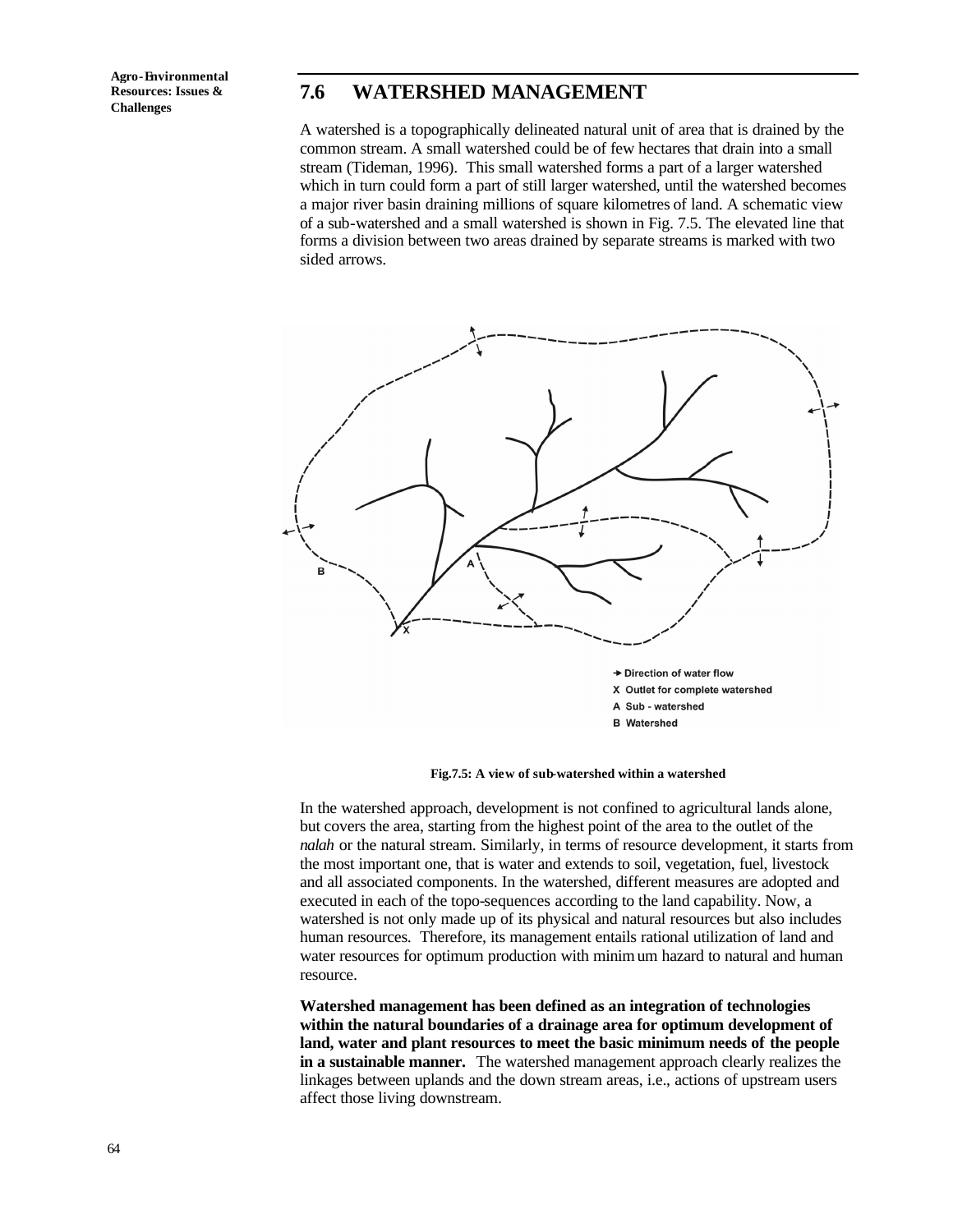## 7.6 WATERSHED MANAGEMENT

A watershed is a topographically delineated natural unit of area that is drained by the common stream. A small watershed could be of few hectares that drain into a small stream (Tideman, 1996). This small watershed forms a part of a larger watershed which in turn could form a part of still larger watershed, until the watershed becomes a major river basin draining millions of square kilometres of land. A schematic view of a sub-watershed and a small watershed is shown in Fig. 7.5. The elevated line that forms a division between two areas drained by separate streams is marked with two sided arrows.

→ Direction of water flow
X Outlet for complete watershed
A Sub - watershed
B Watershed

**Fig.7.5: A view of sub-watershed within a watershed**

In the watershed approach, development is not confined to agricultural lands alone, but covers the area, starting from the highest point of the area to the outlet of the *nalah* or the natural stream. Similarly, in terms of resource development, it starts from the most important one, that is water and extends to soil, vegetation, fuel, livestock and all associated components. In the watershed, different measures are adopted and executed in each of the topo-sequences according to the land capability. Now, a watershed is not only made up of its physical and natural resources but also includes human resources. Therefore, its management entails rational utilization of land and water resources for optimum production with minimum hazard to natural and human resource.

**Watershed management has been defined as an integration of technologies within the natural boundaries of a drainage area for optimum development of land, water and plant resources to meet the basic minimum needs of the people in a sustainable manner.** The watershed management approach clearly realizes the linkages between uplands and the down stream areas, i.e., actions of upstream users affect those living downstream.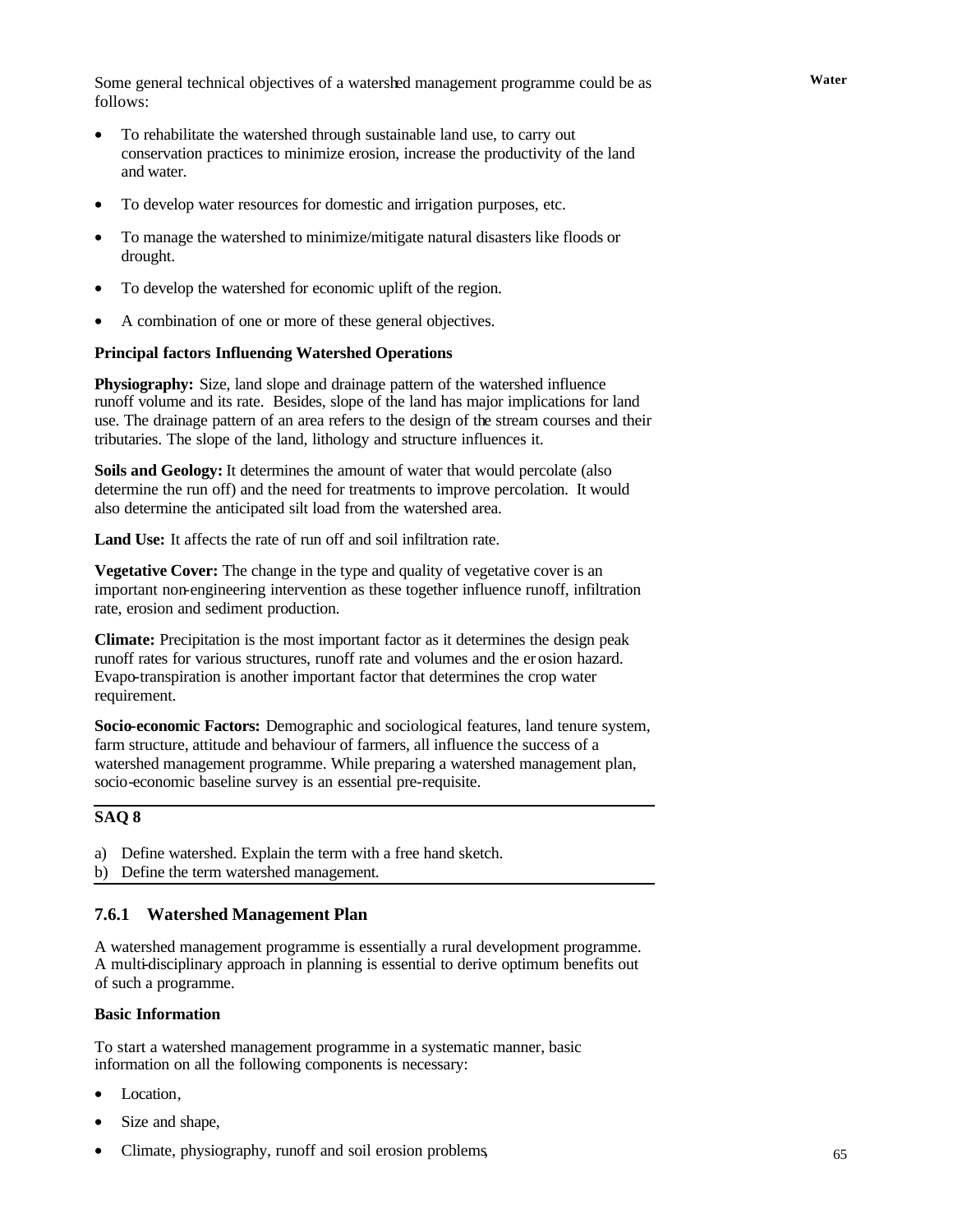Some general technical objectives of a watershed management programme could be as follows:

- To rehabilitate the watershed through sustainable land use, to carry out conservation practices to minimize erosion, increase the productivity of the land and water.
- To develop water resources for domestic and irrigation purposes, etc.
- To manage the watershed to minimize/mitigate natural disasters like floods or drought.
- To develop the watershed for economic uplift of the region.
- A combination of one or more of these general objectives.

**Principal factors Influencing Watershed Operations**

**Physiography:** Size, land slope and drainage pattern of the watershed influence runoff volume and its rate. Besides, slope of the land has major implications for land use. The drainage pattern of an area refers to the design of the stream courses and their tributaries. The slope of the land, lithology and structure influences it.

**Soils and Geology:** It determines the amount of water that would percolate (also determine the run off) and the need for treatments to improve percolation. It would also determine the anticipated silt load from the watershed area.

**Land Use:** It affects the rate of run off and soil infiltration rate.

**Vegetative Cover:** The change in the type and quality of vegetative cover is an important non-engineering intervention as these together influence runoff, infiltration rate, erosion and sediment production.

**Climate:** Precipitation is the most important factor as it determines the design peak runoff rates for various structures, runoff rate and volumes and the erosion hazard. Evapo-transpiration is another important factor that determines the crop water requirement.

**Socio-economic Factors:** Demographic and sociological features, land tenure system, farm structure, attitude and behaviour of farmers, all influence the success of a watershed management programme. While preparing a watershed management plan, socio-economic baseline survey is an essential pre-requisite.

**SAQ 8**

a) Define watershed. Explain the term with a free hand sketch.
b) Define the term watershed management.

### 7.6.1 Watershed Management Plan

A watershed management programme is essentially a rural development programme. A multi-disciplinary approach in planning is essential to derive optimum benefits out of such a programme.

**Basic Information**

To start a watershed management programme in a systematic manner, basic information on all the following components is necessary:

- Location,
- Size and shape,
- Climate, physiography, runoff and soil erosion problems,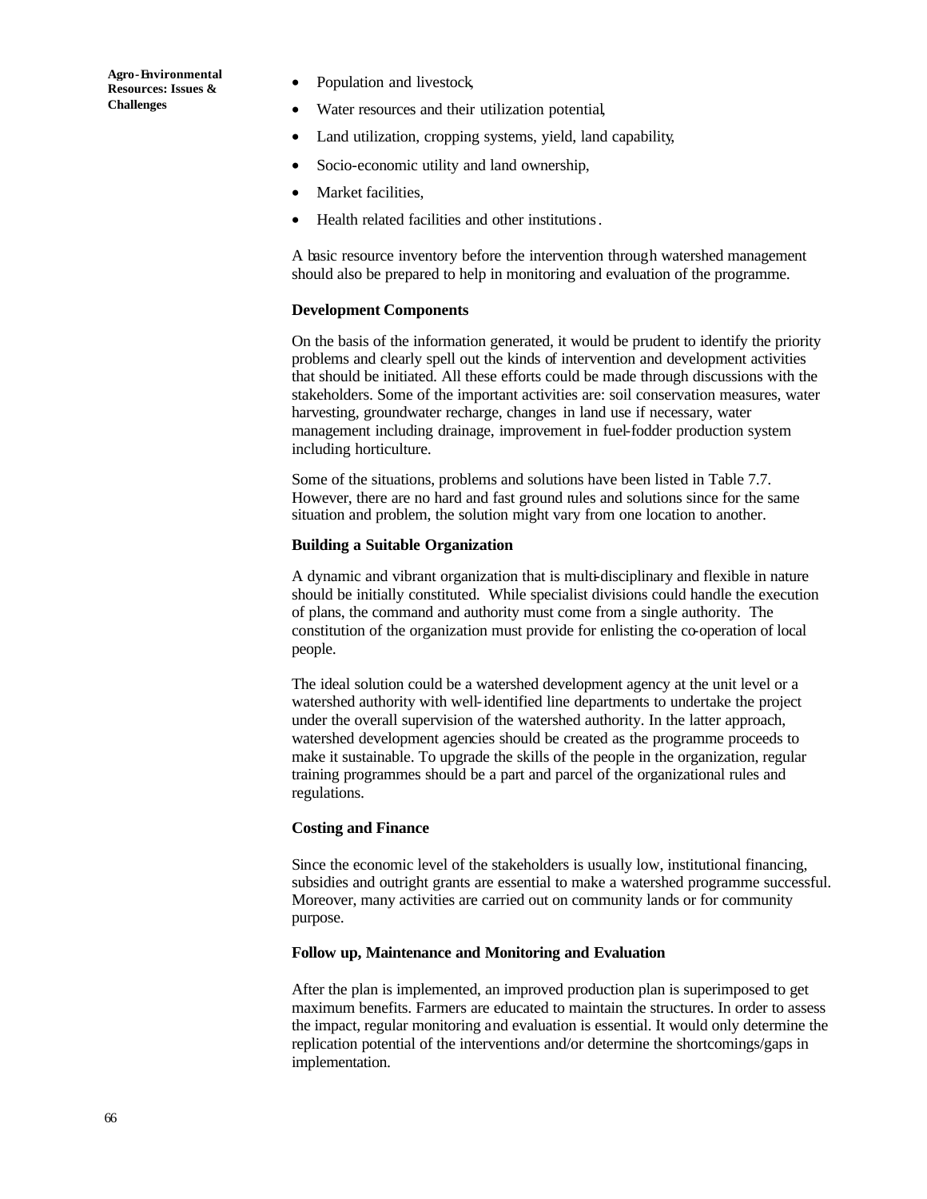- Population and livestock,
- Water resources and their utilization potential,
- Land utilization, cropping systems, yield, land capability,
- Socio-economic utility and land ownership,
- Market facilities,
- Health related facilities and other institutions.

A basic resource inventory before the intervention through watershed management should also be prepared to help in monitoring and evaluation of the programme.

**Development Components**

On the basis of the information generated, it would be prudent to identify the priority problems and clearly spell out the kinds of intervention and development activities that should be initiated. All these efforts could be made through discussions with the stakeholders. Some of the important activities are: soil conservation measures, water harvesting, groundwater recharge, changes in land use if necessary, water management including drainage, improvement in fuel-fodder production system including horticulture.

Some of the situations, problems and solutions have been listed in Table 7.7. However, there are no hard and fast ground rules and solutions since for the same situation and problem, the solution might vary from one location to another.

**Building a Suitable Organization**

A dynamic and vibrant organization that is multi-disciplinary and flexible in nature should be initially constituted. While specialist divisions could handle the execution of plans, the command and authority must come from a single authority. The constitution of the organization must provide for enlisting the co-operation of local people.

The ideal solution could be a watershed development agency at the unit level or a watershed authority with well-identified line departments to undertake the project under the overall supervision of the watershed authority. In the latter approach, watershed development agencies should be created as the programme proceeds to make it sustainable. To upgrade the skills of the people in the organization, regular training programmes should be a part and parcel of the organizational rules and regulations.

**Costing and Finance**

Since the economic level of the stakeholders is usually low, institutional financing, subsidies and outright grants are essential to make a watershed programme successful. Moreover, many activities are carried out on community lands or for community purpose.

**Follow up, Maintenance and Monitoring and Evaluation**

After the plan is implemented, an improved production plan is superimposed to get maximum benefits. Farmers are educated to maintain the structures. In order to assess the impact, regular monitoring and evaluation is essential. It would only determine the replication potential of the interventions and/or determine the shortcomings/gaps in implementation.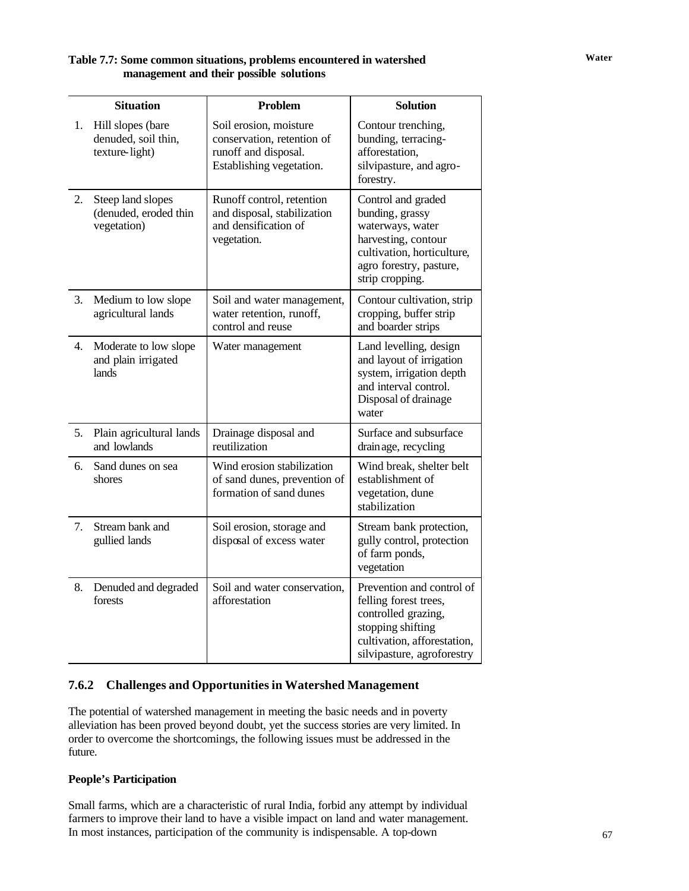**Table 7.7: Some common situations, problems encountered in watershed management and their possible solutions**

| | Situation | Problem | Solution |
|---|---|---|---|
| 1. | Hill slopes (bare denuded, soil thin, texture-light) | Soil erosion, moisture conservation, retention of runoff and disposal. Establishing vegetation. | Contour trenching, bunding, terracing-afforestation, silvipasture, and agro-forestry. |
| 2. | Steep land slopes (denuded, eroded thin vegetation) | Runoff control, retention and disposal, stabilization and densification of vegetation. | Control and graded bunding, grassy waterways, water harvesting, contour cultivation, horticulture, agro forestry, pasture, strip cropping. |
| 3. | Medium to low slope agricultural lands | Soil and water management, water retention, runoff, control and reuse | Contour cultivation, strip cropping, buffer strip and boarder strips |
| 4. | Moderate to low slope and plain irrigated lands | Water management | Land levelling, design and layout of irrigation system, irrigation depth and interval control. Disposal of drainage water |
| 5. | Plain agricultural lands and lowlands | Drainage disposal and reutilization | Surface and subsurface drainage, recycling |
| 6. | Sand dunes on sea shores | Wind erosion stabilization of sand dunes, prevention of formation of sand dunes | Wind break, shelter belt establishment of vegetation, dune stabilization |
| 7. | Stream bank and gullied lands | Soil erosion, storage and disposal of excess water | Stream bank protection, gully control, protection of farm ponds, vegetation |
| 8. | Denuded and degraded forests | Soil and water conservation, afforestation | Prevention and control of felling forest trees, controlled grazing, stopping shifting cultivation, afforestation, silvipasture, agroforestry |

### 7.6.2 Challenges and Opportunities in Watershed Management

The potential of watershed management in meeting the basic needs and in poverty alleviation has been proved beyond doubt, yet the success stories are very limited. In order to overcome the shortcomings, the following issues must be addressed in the future.

**People's Participation**

Small farms, which are a characteristic of rural India, forbid any attempt by individual farmers to improve their land to have a visible impact on land and water management. In most instances, participation of the community is indispensable. A top-down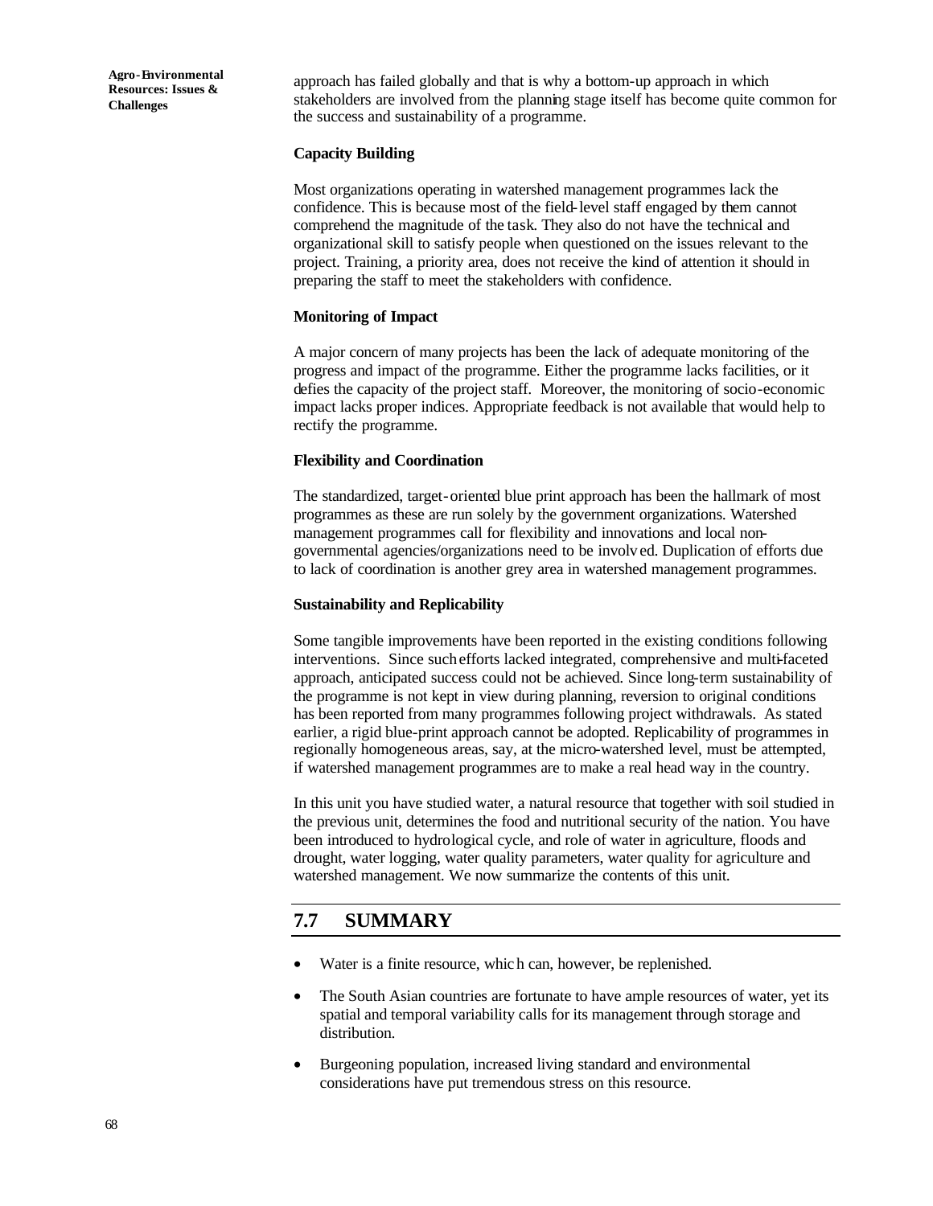approach has failed globally and that is why a bottom-up approach in which stakeholders are involved from the planning stage itself has become quite common for the success and sustainability of a programme.

**Capacity Building**

Most organizations operating in watershed management programmes lack the confidence. This is because most of the field-level staff engaged by them cannot comprehend the magnitude of the task. They also do not have the technical and organizational skill to satisfy people when questioned on the issues relevant to the project. Training, a priority area, does not receive the kind of attention it should in preparing the staff to meet the stakeholders with confidence.

**Monitoring of Impact**

A major concern of many projects has been the lack of adequate monitoring of the progress and impact of the programme. Either the programme lacks facilities, or it defies the capacity of the project staff. Moreover, the monitoring of socio-economic impact lacks proper indices. Appropriate feedback is not available that would help to rectify the programme.

**Flexibility and Coordination**

The standardized, target-oriented blue print approach has been the hallmark of most programmes as these are run solely by the government organizations. Watershed management programmes call for flexibility and innovations and local non-governmental agencies/organizations need to be involved. Duplication of efforts due to lack of coordination is another grey area in watershed management programmes.

**Sustainability and Replicability**

Some tangible improvements have been reported in the existing conditions following interventions. Since such efforts lacked integrated, comprehensive and multi-faceted approach, anticipated success could not be achieved. Since long-term sustainability of the programme is not kept in view during planning, reversion to original conditions has been reported from many programmes following project withdrawals. As stated earlier, a rigid blue-print approach cannot be adopted. Replicability of programmes in regionally homogeneous areas, say, at the micro-watershed level, must be attempted, if watershed management programmes are to make a real head way in the country.

In this unit you have studied water, a natural resource that together with soil studied in the previous unit, determines the food and nutritional security of the nation. You have been introduced to hydrological cycle, and role of water in agriculture, floods and drought, water logging, water quality parameters, water quality for agriculture and watershed management. We now summarize the contents of this unit.

## 7.7 SUMMARY

- Water is a finite resource, which can, however, be replenished.
- The South Asian countries are fortunate to have ample resources of water, yet its spatial and temporal variability calls for its management through storage and distribution.
- Burgeoning population, increased living standard and environmental considerations have put tremendous stress on this resource.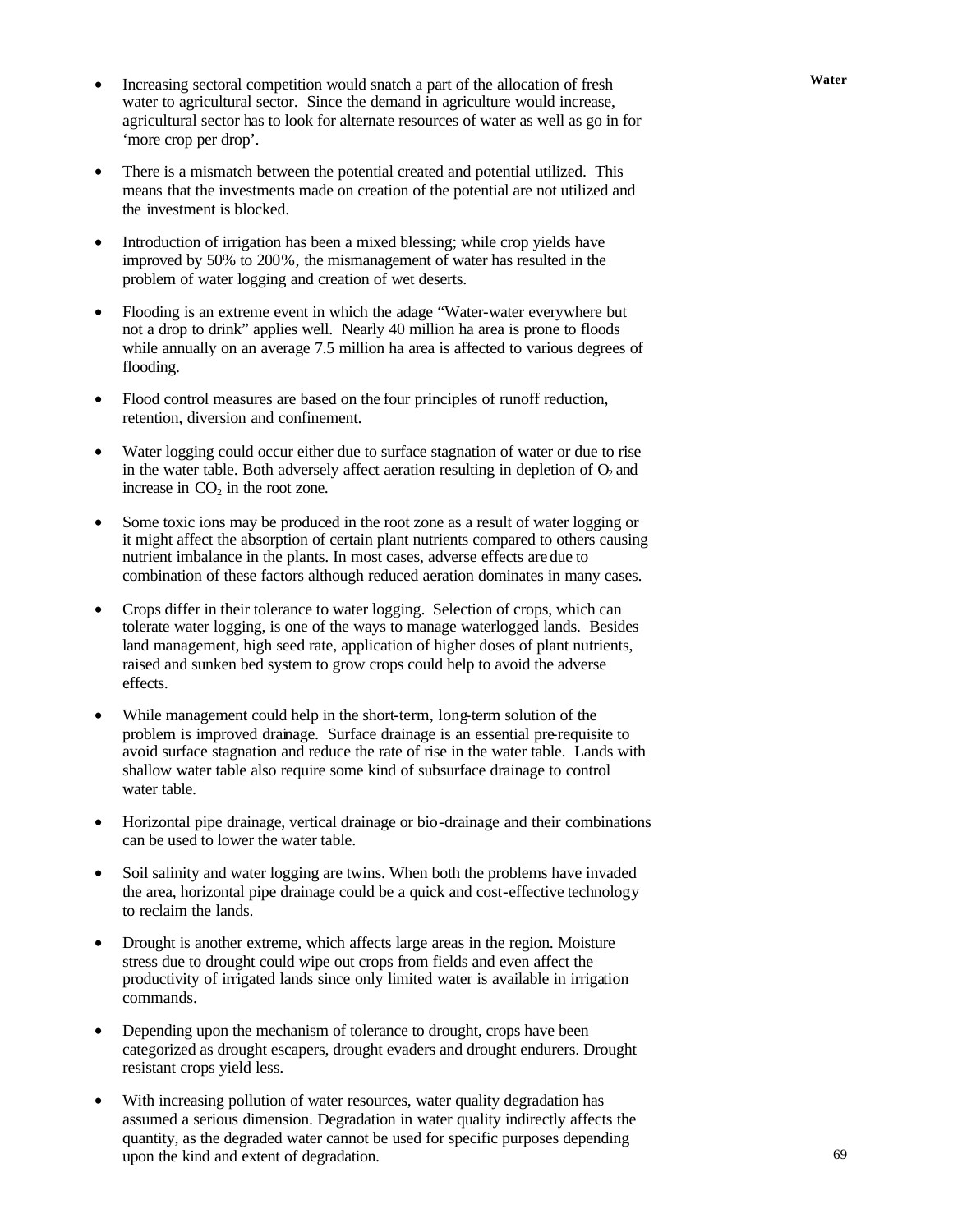- Increasing sectoral competition would snatch a part of the allocation of fresh water to agricultural sector. Since the demand in agriculture would increase, agricultural sector has to look for alternate resources of water as well as go in for 'more crop per drop'.

- There is a mismatch between the potential created and potential utilized. This means that the investments made on creation of the potential are not utilized and the investment is blocked.

- Introduction of irrigation has been a mixed blessing; while crop yields have improved by 50% to 200%, the mismanagement of water has resulted in the problem of water logging and creation of wet deserts.

- Flooding is an extreme event in which the adage "Water-water everywhere but not a drop to drink" applies well. Nearly 40 million ha area is prone to floods while annually on an average 7.5 million ha area is affected to various degrees of flooding.

- Flood control measures are based on the four principles of runoff reduction, retention, diversion and confinement.

- Water logging could occur either due to surface stagnation of water or due to rise in the water table. Both adversely affect aeration resulting in depletion of $O_2$ and increase in $CO_2$ in the root zone.

- Some toxic ions may be produced in the root zone as a result of water logging or it might affect the absorption of certain plant nutrients compared to others causing nutrient imbalance in the plants. In most cases, adverse effects are due to combination of these factors although reduced aeration dominates in many cases.

- Crops differ in their tolerance to water logging. Selection of crops, which can tolerate water logging, is one of the ways to manage waterlogged lands. Besides land management, high seed rate, application of higher doses of plant nutrients, raised and sunken bed system to grow crops could help to avoid the adverse effects.

- While management could help in the short-term, long-term solution of the problem is improved drainage. Surface drainage is an essential pre-requisite to avoid surface stagnation and reduce the rate of rise in the water table. Lands with shallow water table also require some kind of subsurface drainage to control water table.

- Horizontal pipe drainage, vertical drainage or bio-drainage and their combinations can be used to lower the water table.

- Soil salinity and water logging are twins. When both the problems have invaded the area, horizontal pipe drainage could be a quick and cost-effective technology to reclaim the lands.

- Drought is another extreme, which affects large areas in the region. Moisture stress due to drought could wipe out crops from fields and even affect the productivity of irrigated lands since only limited water is available in irrigation commands.

- Depending upon the mechanism of tolerance to drought, crops have been categorized as drought escapers, drought evaders and drought endurers. Drought resistant crops yield less.

- With increasing pollution of water resources, water quality degradation has assumed a serious dimension. Degradation in water quality indirectly affects the quantity, as the degraded water cannot be used for specific purposes depending upon the kind and extent of degradation.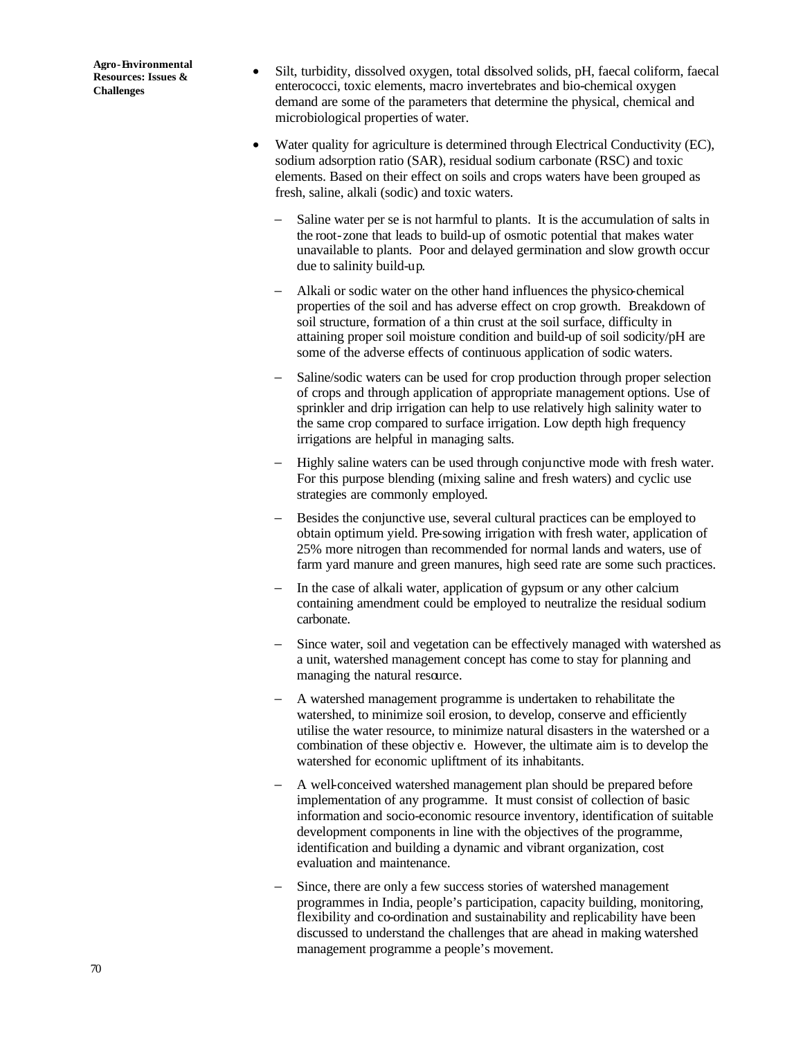- Silt, turbidity, dissolved oxygen, total dissolved solids, pH, faecal coliform, faecal enterococci, toxic elements, macro invertebrates and bio-chemical oxygen demand are some of the parameters that determine the physical, chemical and microbiological properties of water.
- Water quality for agriculture is determined through Electrical Conductivity (EC), sodium adsorption ratio (SAR), residual sodium carbonate (RSC) and toxic elements. Based on their effect on soils and crops waters have been grouped as fresh, saline, alkali (sodic) and toxic waters.
  - Saline water per se is not harmful to plants. It is the accumulation of salts in the root-zone that leads to build-up of osmotic potential that makes water unavailable to plants. Poor and delayed germination and slow growth occur due to salinity build-up.
  - Alkali or sodic water on the other hand influences the physico-chemical properties of the soil and has adverse effect on crop growth. Breakdown of soil structure, formation of a thin crust at the soil surface, difficulty in attaining proper soil moisture condition and build-up of soil sodicity/pH are some of the adverse effects of continuous application of sodic waters.
  - Saline/sodic waters can be used for crop production through proper selection of crops and through application of appropriate management options. Use of sprinkler and drip irrigation can help to use relatively high salinity water to the same crop compared to surface irrigation. Low depth high frequency irrigations are helpful in managing salts.
  - Highly saline waters can be used through conjunctive mode with fresh water. For this purpose blending (mixing saline and fresh waters) and cyclic use strategies are commonly employed.
  - Besides the conjunctive use, several cultural practices can be employed to obtain optimum yield. Pre-sowing irrigation with fresh water, application of 25% more nitrogen than recommended for normal lands and waters, use of farm yard manure and green manures, high seed rate are some such practices.
  - In the case of alkali water, application of gypsum or any other calcium containing amendment could be employed to neutralize the residual sodium carbonate.
  - Since water, soil and vegetation can be effectively managed with watershed as a unit, watershed management concept has come to stay for planning and managing the natural resource.
  - A watershed management programme is undertaken to rehabilitate the watershed, to minimize soil erosion, to develop, conserve and efficiently utilise the water resource, to minimize natural disasters in the watershed or a combination of these objectiv e. However, the ultimate aim is to develop the watershed for economic upliftment of its inhabitants.
  - A well-conceived watershed management plan should be prepared before implementation of any programme. It must consist of collection of basic information and socio-economic resource inventory, identification of suitable development components in line with the objectives of the programme, identification and building a dynamic and vibrant organization, cost evaluation and maintenance.
  - Since, there are only a few success stories of watershed management programmes in India, people's participation, capacity building, monitoring, flexibility and co-ordination and sustainability and replicability have been discussed to understand the challenges that are ahead in making watershed management programme a people's movement.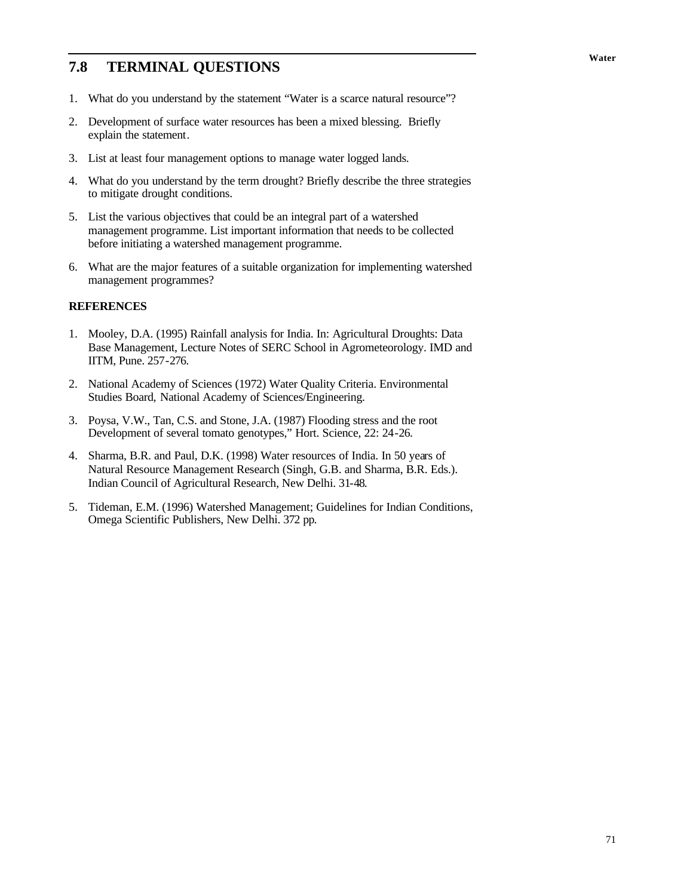## 7.8 TERMINAL QUESTIONS

1. What do you understand by the statement "Water is a scarce natural resource"?
2. Development of surface water resources has been a mixed blessing. Briefly explain the statement.
3. List at least four management options to manage water logged lands.
4. What do you understand by the term drought? Briefly describe the three strategies to mitigate drought conditions.
5. List the various objectives that could be an integral part of a watershed management programme. List important information that needs to be collected before initiating a watershed management programme.
6. What are the major features of a suitable organization for implementing watershed management programmes?

**REFERENCES**

1. Mooley, D.A. (1995) Rainfall analysis for India. In: Agricultural Droughts: Data Base Management, Lecture Notes of SERC School in Agrometeorology. IMD and IITM, Pune. 257-276.
2. National Academy of Sciences (1972) Water Quality Criteria. Environmental Studies Board, National Academy of Sciences/Engineering.
3. Poysa, V.W., Tan, C.S. and Stone, J.A. (1987) Flooding stress and the root Development of several tomato genotypes," Hort. Science, 22: 24-26.
4. Sharma, B.R. and Paul, D.K. (1998) Water resources of India. In 50 years of Natural Resource Management Research (Singh, G.B. and Sharma, B.R. Eds.). Indian Council of Agricultural Research, New Delhi. 31-48.
5. Tideman, E.M. (1996) Watershed Management; Guidelines for Indian Conditions, Omega Scientific Publishers, New Delhi. 372 pp.